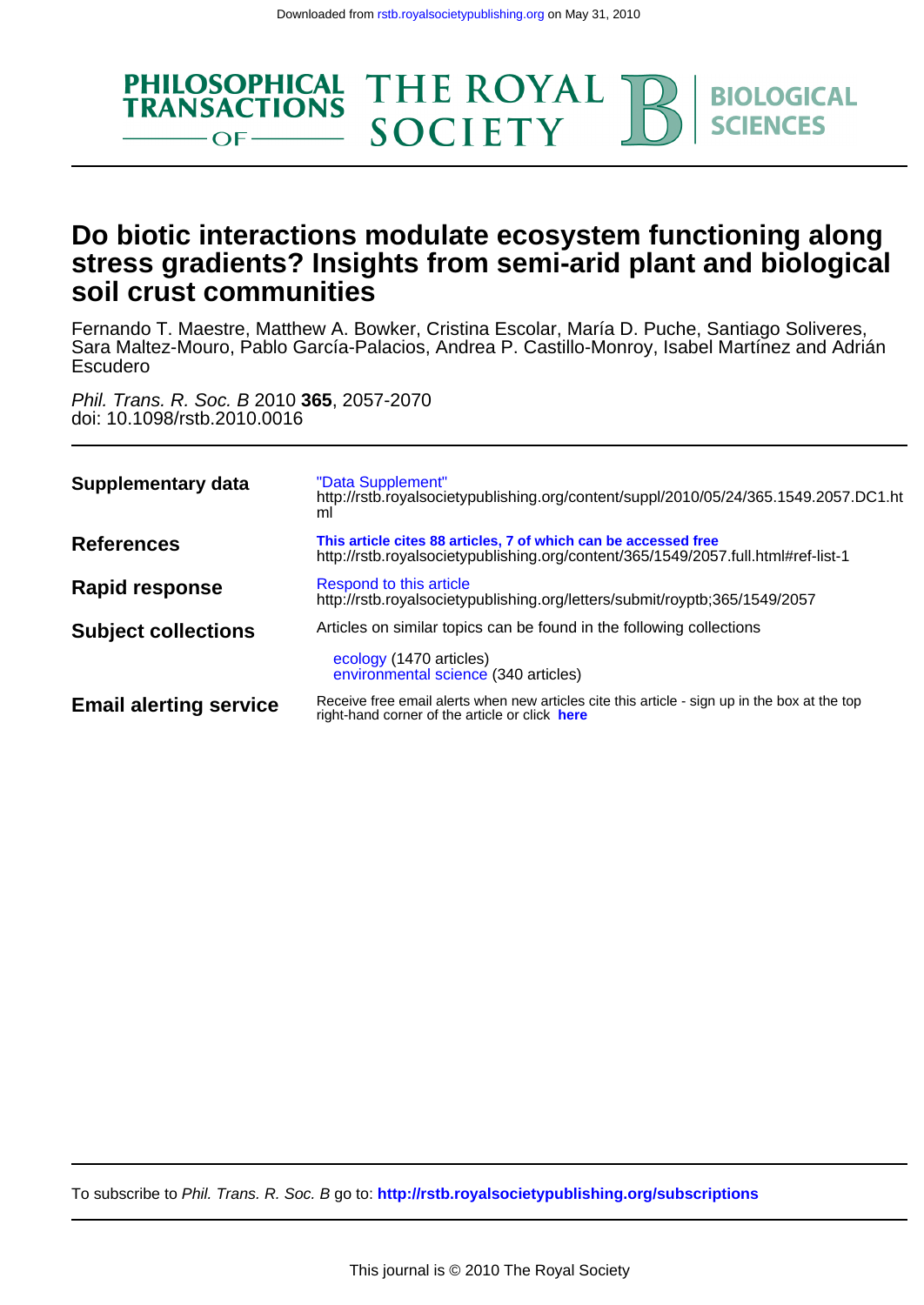Downloaded from rstb.royalsocietypublishing.org on May 31, 2010

PHILOSOPHICAL TRANSACTIONS OF THE ROYAL SOCIETY B BIOLOGICAL SCIENCES

# Do biotic interactions modulate ecosystem functioning along stress gradients? Insights from semi-arid plant and biological soil crust communities

Fernando T. Maestre, Matthew A. Bowker, Cristina Escolar, María D. Puche, Santiago Soliveres, Sara Maltez-Mouro, Pablo García-Palacios, Andrea P. Castillo-Monroy, Isabel Martínez and Adrián Escudero

*Phil. Trans. R. Soc. B* 2010 **365**, 2057-2070
doi: 10.1098/rstb.2010.0016

| | |
|---|---|
| **Supplementary data** | "Data Supplement" http://rstb.royalsocietypublishing.org/content/suppl/2010/05/24/365.1549.2057.DC1.html |
| **References** | **This article cites 88 articles, 7 of which can be accessed free** http://rstb.royalsocietypublishing.org/content/365/1549/2057.full.html#ref-list-1 |
| **Rapid response** | Respond to this article http://rstb.royalsocietypublishing.org/letters/submit/royptb;365/1549/2057 |
| **Subject collections** | Articles on similar topics can be found in the following collections<br>ecology (1470 articles)<br>environmental science (340 articles) |
| **Email alerting service** | Receive free email alerts when new articles cite this article - sign up in the box at the top right-hand corner of the article or click **here** |

To subscribe to *Phil. Trans. R. Soc. B* go to: **http://rstb.royalsocietypublishing.org/subscriptions**

This journal is © 2010 The Royal Society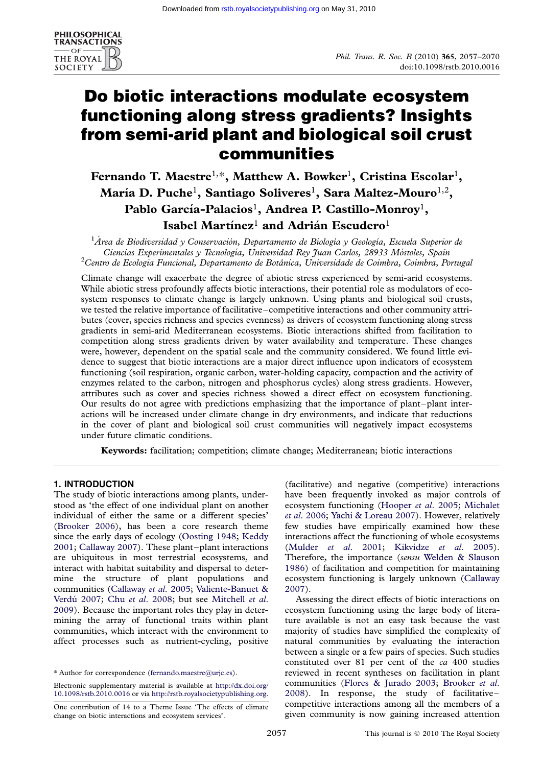# Do biotic interactions modulate ecosystem functioning along stress gradients? Insights from semi-arid plant and biological soil crust communities

**Fernando T. Maestre[1,*], Matthew A. Bowker[1], Cristina Escolar[1], María D. Puche[1], Santiago Soliveres[1], Sara Maltez-Mouro[1,2], Pablo García-Palacios[1], Andrea P. Castillo-Monroy[1], Isabel Martínez[1] and Adrián Escudero[1]**

[1]Área de Biodiversidad y Conservación, Departamento de Biología y Geología, Escuela Superior de Ciencias Experimentales y Tecnología, Universidad Rey Juan Carlos, 28933 Móstoles, Spain

[2]Centro de Ecologia Funcional, Departamento de Botânica, Universidade de Coimbra, Coimbra, Portugal

Climate change will exacerbate the degree of abiotic stress experienced by semi-arid ecosystems. While abiotic stress profoundly affects biotic interactions, their potential role as modulators of ecosystem responses to climate change is largely unknown. Using plants and biological soil crusts, we tested the relative importance of facilitative–competitive interactions and other community attributes (cover, species richness and species evenness) as drivers of ecosystem functioning along stress gradients in semi-arid Mediterranean ecosystems. Biotic interactions shifted from facilitation to competition along stress gradients driven by water availability and temperature. These changes were, however, dependent on the spatial scale and the community considered. We found little evidence to suggest that biotic interactions are a major direct influence upon indicators of ecosystem functioning (soil respiration, organic carbon, water-holding capacity, compaction and the activity of enzymes related to the carbon, nitrogen and phosphorus cycles) along stress gradients. However, attributes such as cover and species richness showed a direct effect on ecosystem functioning. Our results do not agree with predictions emphasizing that the importance of plant–plant interactions will be increased under climate change in dry environments, and indicate that reductions in the cover of plant and biological soil crust communities will negatively impact ecosystems under future climatic conditions.

**Keywords:** facilitation; competition; climate change; Mediterranean; biotic interactions

## 1. INTRODUCTION

The study of biotic interactions among plants, understood as 'the effect of one individual plant on another individual of either the same or a different species' (Brooker 2006), has been a core research theme since the early days of ecology (Oosting 1948; Keddy 2001; Callaway 2007). These plant–plant interactions are ubiquitous in most terrestrial ecosystems, and interact with habitat suitability and dispersal to determine the structure of plant populations and communities (Callaway *et al.* 2005; Valiente-Banuet & Verdú 2007; Chu *et al.* 2008; but see Mitchell *et al.* 2009). Because the important roles they play in determining the array of functional traits within plant communities, which interact with the environment to affect processes such as nutrient-cycling, positive (facilitative) and negative (competitive) interactions have been frequently invoked as major controls of ecosystem functioning (Hooper *et al.* 2005; Michalet *et al.* 2006; Yachi & Loreau 2007). However, relatively few studies have empirically examined how these interactions affect the functioning of whole ecosystems (Mulder *et al.* 2001; Kikvidze *et al.* 2005). Therefore, the importance (*sensu* Welden & Slauson 1986) of facilitation and competition for maintaining ecosystem functioning is largely unknown (Callaway 2007).

Assessing the direct effects of biotic interactions on ecosystem functioning using the large body of literature available is not an easy task because the vast majority of studies have simplified the complexity of natural communities by evaluating the interaction between a single or a few pairs of species. Such studies constituted over 81 per cent of the *ca* 400 studies reviewed in recent syntheses on facilitation in plant communities (Flores & Jurado 2003; Brooker *et al.* 2008). In response, the study of facilitative–competitive interactions among all the members of a given community is now gaining increased attention

---

\* Author for correspondence (fernando.maestre@urjc.es).

Electronic supplementary material is available at http://dx.doi.org/10.1098/rstb.2010.0016 or via http://rstb.royalsocietypublishing.org.

One contribution of 14 to a Theme Issue 'The effects of climate change on biotic interactions and ecosystem services'.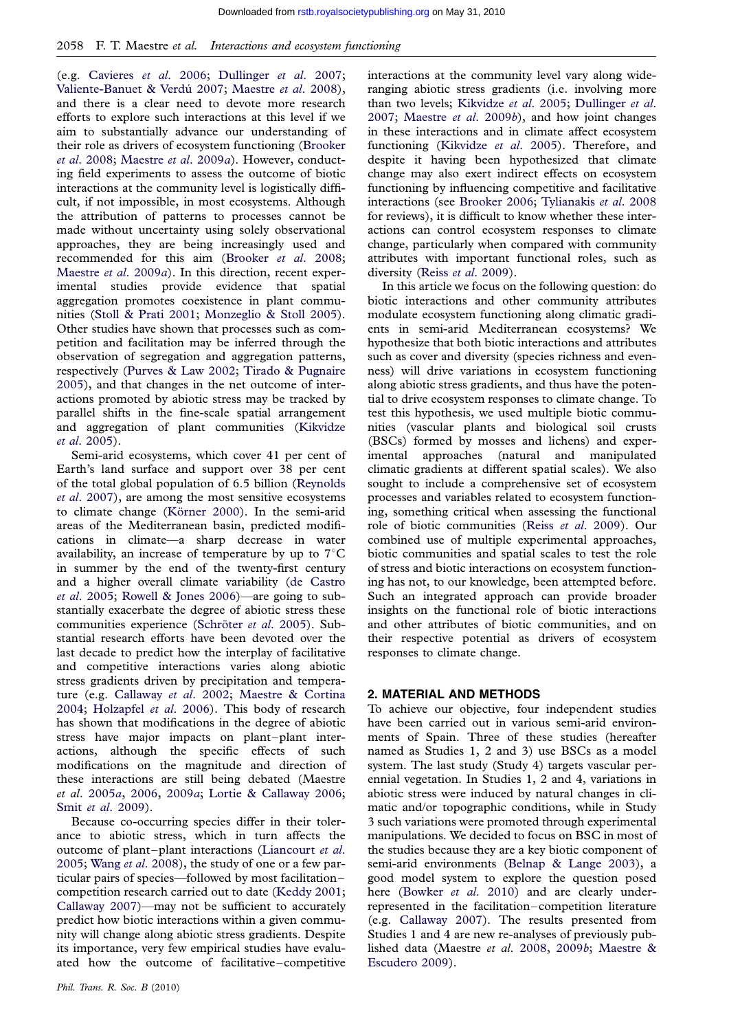(e.g. Cavieres *et al.* 2006; Dullinger *et al.* 2007; Valiente-Banuet & Verdú 2007; Maestre *et al.* 2008), and there is a clear need to devote more research efforts to explore such interactions at this level if we aim to substantially advance our understanding of their role as drivers of ecosystem functioning (Brooker *et al.* 2008; Maestre *et al.* 2009*a*). However, conducting field experiments to assess the outcome of biotic interactions at the community level is logistically difficult, if not impossible, in most ecosystems. Although the attribution of patterns to processes cannot be made without uncertainty using solely observational approaches, they are being increasingly used and recommended for this aim (Brooker *et al.* 2008; Maestre *et al.* 2009*a*). In this direction, recent experimental studies provide evidence that spatial aggregation promotes coexistence in plant communities (Stoll & Prati 2001; Monzeglio & Stoll 2005). Other studies have shown that processes such as competition and facilitation may be inferred through the observation of segregation and aggregation patterns, respectively (Purves & Law 2002; Tirado & Pugnaire 2005), and that changes in the net outcome of interactions promoted by abiotic stress may be tracked by parallel shifts in the fine-scale spatial arrangement and aggregation of plant communities (Kikvidze *et al.* 2005).

Semi-arid ecosystems, which cover 41 per cent of Earth's land surface and support over 38 per cent of the total global population of 6.5 billion (Reynolds *et al.* 2007), are among the most sensitive ecosystems to climate change (Körner 2000). In the semi-arid areas of the Mediterranean basin, predicted modifications in climate—a sharp decrease in water availability, an increase of temperature by up to 7°C in summer by the end of the twenty-first century and a higher overall climate variability (de Castro *et al.* 2005; Rowell & Jones 2006)—are going to substantially exacerbate the degree of abiotic stress these communities experience (Schröter *et al.* 2005). Substantial research efforts have been devoted over the last decade to predict how the interplay of facilitative and competitive interactions varies along abiotic stress gradients driven by precipitation and temperature (e.g. Callaway *et al.* 2002; Maestre & Cortina 2004; Holzapfel *et al.* 2006). This body of research has shown that modifications in the degree of abiotic stress have major impacts on plant–plant interactions, although the specific effects of such modifications on the magnitude and direction of these interactions are still being debated (Maestre *et al.* 2005*a*, 2006, 2009*a*; Lortie & Callaway 2006; Smit *et al.* 2009).

Because co-occurring species differ in their tolerance to abiotic stress, which in turn affects the outcome of plant–plant interactions (Liancourt *et al.* 2005; Wang *et al.* 2008), the study of one or a few particular pairs of species—followed by most facilitation–competition research carried out to date (Keddy 2001; Callaway 2007)—may not be sufficient to accurately predict how biotic interactions within a given community will change along abiotic stress gradients. Despite its importance, very few empirical studies have evaluated how the outcome of facilitative–competitive interactions at the community level vary along wide-ranging abiotic stress gradients (i.e. involving more than two levels; Kikvidze *et al.* 2005; Dullinger *et al.* 2007; Maestre *et al.* 2009*b*), and how joint changes in these interactions and in climate affect ecosystem functioning (Kikvidze *et al.* 2005). Therefore, and despite it having been hypothesized that climate change may also exert indirect effects on ecosystem functioning by influencing competitive and facilitative interactions (see Brooker 2006; Tylianakis *et al.* 2008 for reviews), it is difficult to know whether these interactions can control ecosystem responses to climate change, particularly when compared with community attributes with important functional roles, such as diversity (Reiss *et al.* 2009).

In this article we focus on the following question: do biotic interactions and other community attributes modulate ecosystem functioning along climatic gradients in semi-arid Mediterranean ecosystems? We hypothesize that both biotic interactions and attributes such as cover and diversity (species richness and evenness) will drive variations in ecosystem functioning along abiotic stress gradients, and thus have the potential to drive ecosystem responses to climate change. To test this hypothesis, we used multiple biotic communities (vascular plants and biological soil crusts (BSCs) formed by mosses and lichens) and experimental approaches (natural and manipulated climatic gradients at different spatial scales). We also sought to include a comprehensive set of ecosystem processes and variables related to ecosystem functioning, something critical when assessing the functional role of biotic communities (Reiss *et al.* 2009). Our combined use of multiple experimental approaches, biotic communities and spatial scales to test the role of stress and biotic interactions on ecosystem functioning has not, to our knowledge, been attempted before. Such an integrated approach can provide broader insights on the functional role of biotic interactions and other attributes of biotic communities, and on their respective potential as drivers of ecosystem responses to climate change.

## 2. MATERIAL AND METHODS

To achieve our objective, four independent studies have been carried out in various semi-arid environments of Spain. Three of these studies (hereafter named as Studies 1, 2 and 3) use BSCs as a model system. The last study (Study 4) targets vascular perennial vegetation. In Studies 1, 2 and 4, variations in abiotic stress were induced by natural changes in climatic and/or topographic conditions, while in Study 3 such variations were promoted through experimental manipulations. We decided to focus on BSC in most of the studies because they are a key biotic component of semi-arid environments (Belnap & Lange 2003), a good model system to explore the question posed here (Bowker *et al.* 2010) and are clearly under-represented in the facilitation–competition literature (e.g. Callaway 2007). The results presented from Studies 1 and 4 are new re-analyses of previously published data (Maestre *et al.* 2008, 2009*b*; Maestre & Escudero 2009).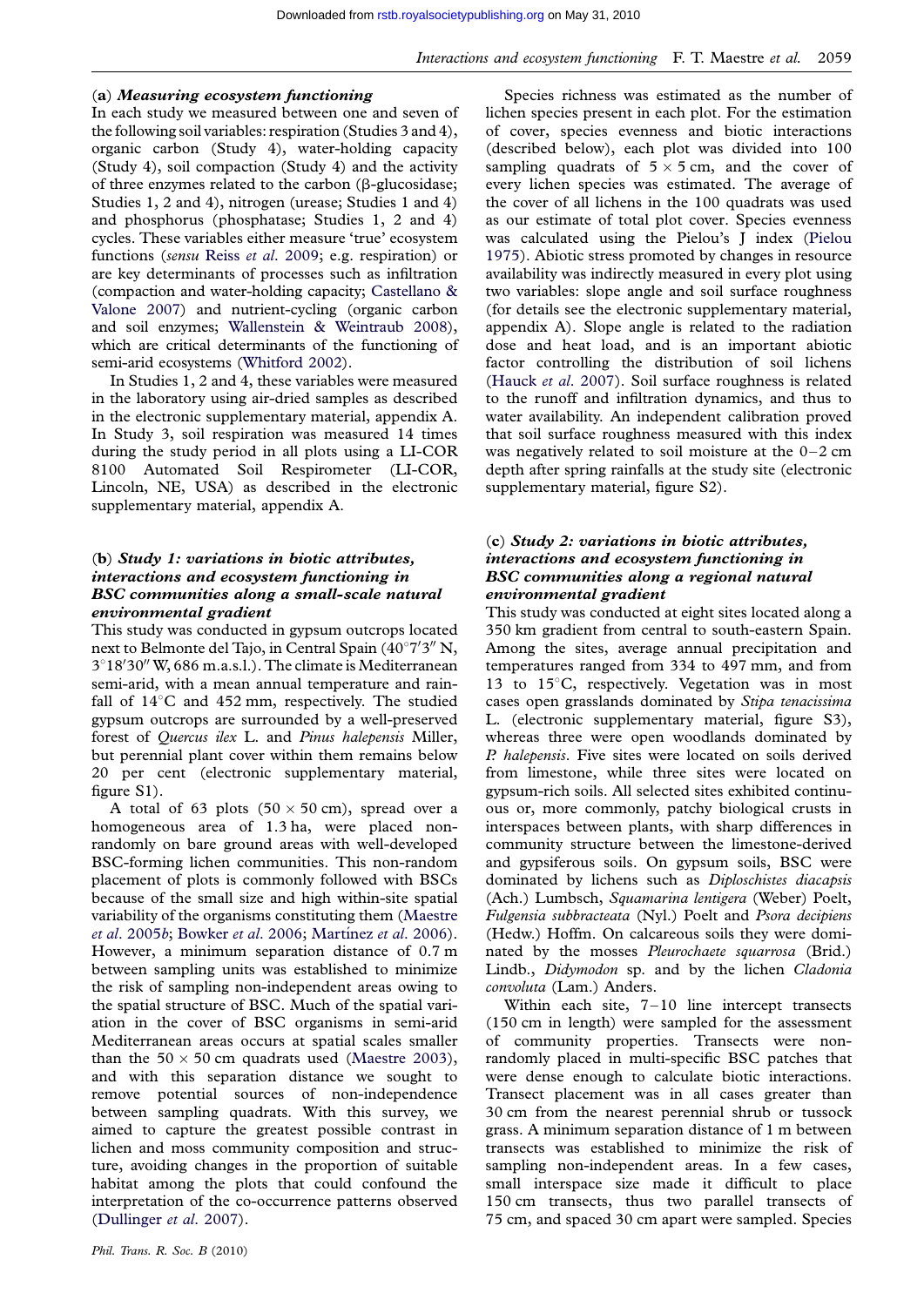### (a) *Measuring ecosystem functioning*

In each study we measured between one and seven of the following soil variables: respiration (Studies 3 and 4), organic carbon (Study 4), water-holding capacity (Study 4), soil compaction (Study 4) and the activity of three enzymes related to the carbon (β-glucosidase; Studies 1, 2 and 4), nitrogen (urease; Studies 1 and 4) and phosphorus (phosphatase; Studies 1, 2 and 4) cycles. These variables either measure 'true' ecosystem functions (*sensu* Reiss *et al.* 2009; e.g. respiration) or are key determinants of processes such as infiltration (compaction and water-holding capacity; Castellano & Valone 2007) and nutrient-cycling (organic carbon and soil enzymes; Wallenstein & Weintraub 2008), which are critical determinants of the functioning of semi-arid ecosystems (Whitford 2002).

In Studies 1, 2 and 4, these variables were measured in the laboratory using air-dried samples as described in the electronic supplementary material, appendix A. In Study 3, soil respiration was measured 14 times during the study period in all plots using a LI-COR 8100 Automated Soil Respirometer (LI-COR, Lincoln, NE, USA) as described in the electronic supplementary material, appendix A.

### (b) *Study 1: variations in biotic attributes, interactions and ecosystem functioning in BSC communities along a small-scale natural environmental gradient*

This study was conducted in gypsum outcrops located next to Belmonte del Tajo, in Central Spain (40°7′3″ N, 3°18′30″ W, 686 m.a.s.l.). The climate is Mediterranean semi-arid, with a mean annual temperature and rainfall of 14°C and 452 mm, respectively. The studied gypsum outcrops are surrounded by a well-preserved forest of *Quercus ilex* L. and *Pinus halepensis* Miller, but perennial plant cover within them remains below 20 per cent (electronic supplementary material, figure S1).

A total of 63 plots (50 × 50 cm), spread over a homogeneous area of 1.3 ha, were placed non-randomly on bare ground areas with well-developed BSC-forming lichen communities. This non-random placement of plots is commonly followed with BSCs because of the small size and high within-site spatial variability of the organisms constituting them (Maestre *et al.* 2005*b*; Bowker *et al.* 2006; Martínez *et al.* 2006). However, a minimum separation distance of 0.7 m between sampling units was established to minimize the risk of sampling non-independent areas owing to the spatial structure of BSC. Much of the spatial variation in the cover of BSC organisms in semi-arid Mediterranean areas occurs at spatial scales smaller than the 50 × 50 cm quadrats used (Maestre 2003), and with this separation distance we sought to remove potential sources of non-independence between sampling quadrats. With this survey, we aimed to capture the greatest possible contrast in lichen and moss community composition and structure, avoiding changes in the proportion of suitable habitat among the plots that could confound the interpretation of the co-occurrence patterns observed (Dullinger *et al.* 2007).

Species richness was estimated as the number of lichen species present in each plot. For the estimation of cover, species evenness and biotic interactions (described below), each plot was divided into 100 sampling quadrats of 5 × 5 cm, and the cover of every lichen species was estimated. The average of the cover of all lichens in the 100 quadrats was used as our estimate of total plot cover. Species evenness was calculated using the Pielou's J index (Pielou 1975). Abiotic stress promoted by changes in resource availability was indirectly measured in every plot using two variables: slope angle and soil surface roughness (for details see the electronic supplementary material, appendix A). Slope angle is related to the radiation dose and heat load, and is an important abiotic factor controlling the distribution of soil lichens (Hauck *et al.* 2007). Soil surface roughness is related to the runoff and infiltration dynamics, and thus to water availability. An independent calibration proved that soil surface roughness measured with this index was negatively related to soil moisture at the 0–2 cm depth after spring rainfalls at the study site (electronic supplementary material, figure S2).

### (c) *Study 2: variations in biotic attributes, interactions and ecosystem functioning in BSC communities along a regional natural environmental gradient*

This study was conducted at eight sites located along a 350 km gradient from central to south-eastern Spain. Among the sites, average annual precipitation and temperatures ranged from 334 to 497 mm, and from 13 to 15°C, respectively. Vegetation was in most cases open grasslands dominated by *Stipa tenacissima* L. (electronic supplementary material, figure S3), whereas three were open woodlands dominated by *P. halepensis*. Five sites were located on soils derived from limestone, while three sites were located on gypsum-rich soils. All selected sites exhibited continuous or, more commonly, patchy biological crusts in interspaces between plants, with sharp differences in community structure between the limestone-derived and gypsiferous soils. On gypsum soils, BSC were dominated by lichens such as *Diploschistes diacapsis* (Ach.) Lumbsch, *Squamarina lentigera* (Weber) Poelt, *Fulgensia subbracteata* (Nyl.) Poelt and *Psora decipiens* (Hedw.) Hoffm. On calcareous soils they were dominated by the mosses *Pleurochaete squarrosa* (Brid.) Lindb., *Didymodon* sp. and by the lichen *Cladonia convoluta* (Lam.) Anders.

Within each site, 7–10 line intercept transects (150 cm in length) were sampled for the assessment of community properties. Transects were non-randomly placed in multi-specific BSC patches that were dense enough to calculate biotic interactions. Transect placement was in all cases greater than 30 cm from the nearest perennial shrub or tussock grass. A minimum separation distance of 1 m between transects was established to minimize the risk of sampling non-independent areas. In a few cases, small interspace size made it difficult to place 150 cm transects, thus two parallel transects of 75 cm, and spaced 30 cm apart were sampled. Species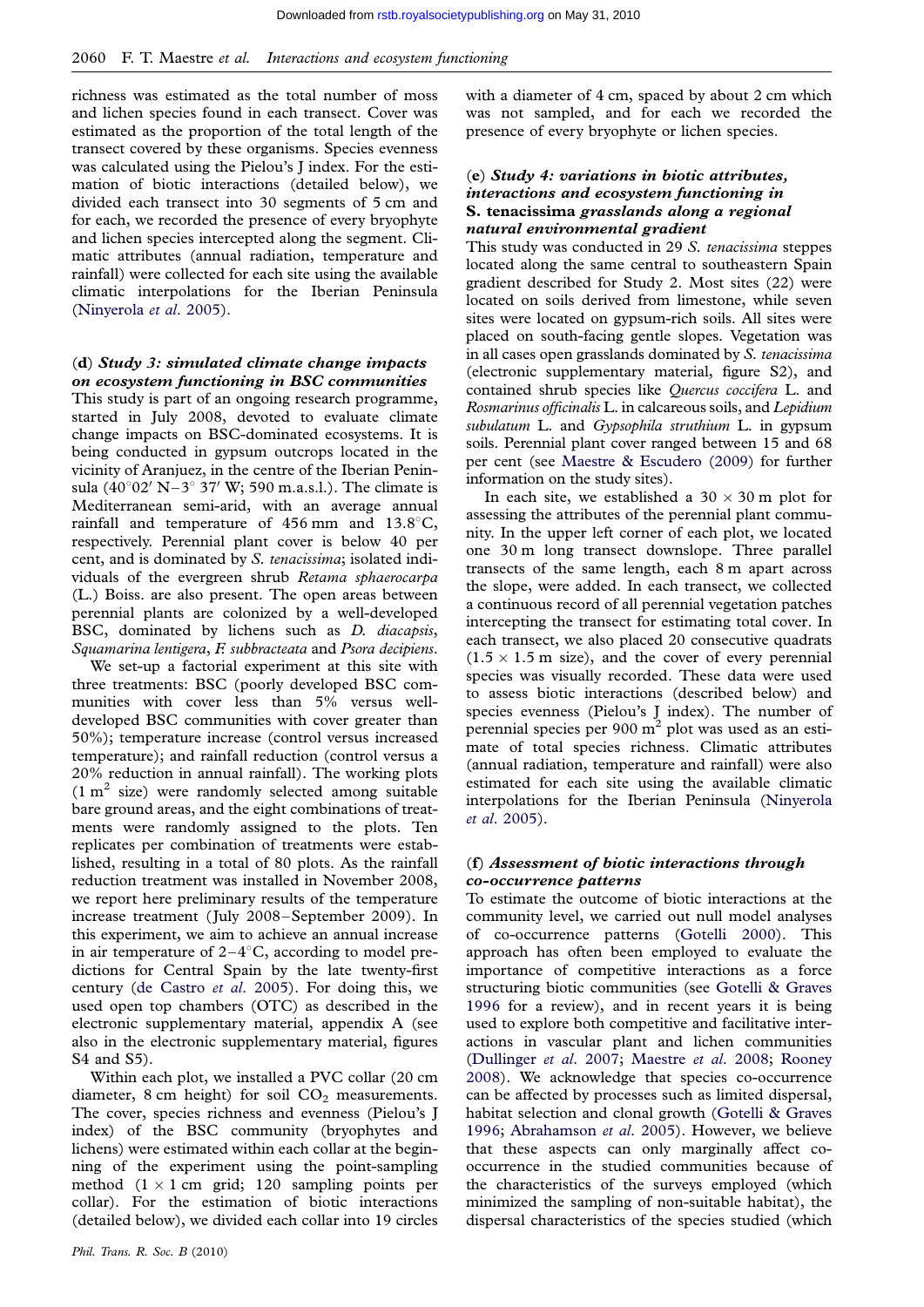richness was estimated as the total number of moss and lichen species found in each transect. Cover was estimated as the proportion of the total length of the transect covered by these organisms. Species evenness was calculated using the Pielou's J index. For the estimation of biotic interactions (detailed below), we divided each transect into 30 segments of 5 cm and for each, we recorded the presence of every bryophyte and lichen species intercepted along the segment. Climatic attributes (annual radiation, temperature and rainfall) were collected for each site using the available climatic interpolations for the Iberian Peninsula (Ninyerola *et al.* 2005).

### (d) *Study 3: simulated climate change impacts on ecosystem functioning in BSC communities*

This study is part of an ongoing research programme, started in July 2008, devoted to evaluate climate change impacts on BSC-dominated ecosystems. It is being conducted in gypsum outcrops located in the vicinity of Aranjuez, in the centre of the Iberian Peninsula (40°02′ N–3° 37′ W; 590 m.a.s.l.). The climate is Mediterranean semi-arid, with an average annual rainfall and temperature of 456 mm and 13.8°C, respectively. Perennial plant cover is below 40 per cent, and is dominated by *S. tenacissima*; isolated individuals of the evergreen shrub *Retama sphaerocarpa* (L.) Boiss. are also present. The open areas between perennial plants are colonized by a well-developed BSC, dominated by lichens such as *D. diacapsis*, *Squamarina lentigera*, *F. subbracteata* and *Psora decipiens*.

We set-up a factorial experiment at this site with three treatments: BSC (poorly developed BSC communities with cover less than 5% versus well-developed BSC communities with cover greater than 50%); temperature increase (control versus increased temperature); and rainfall reduction (control versus a 20% reduction in annual rainfall). The working plots (1 $m^2$ size) were randomly selected among suitable bare ground areas, and the eight combinations of treatments were randomly assigned to the plots. Ten replicates per combination of treatments were established, resulting in a total of 80 plots. As the rainfall reduction treatment was installed in November 2008, we report here preliminary results of the temperature increase treatment (July 2008–September 2009). In this experiment, we aim to achieve an annual increase in air temperature of 2–4°C, according to model predictions for Central Spain by the late twenty-first century (de Castro *et al.* 2005). For doing this, we used open top chambers (OTC) as described in the electronic supplementary material, appendix A (see also in the electronic supplementary material, figures S4 and S5).

Within each plot, we installed a PVC collar (20 cm diameter, 8 cm height) for soil $CO_2$ measurements. The cover, species richness and evenness (Pielou's J index) of the BSC community (bryophytes and lichens) were estimated within each collar at the beginning of the experiment using the point-sampling method (1 × 1 cm grid; 120 sampling points per collar). For the estimation of biotic interactions (detailed below), we divided each collar into 19 circles with a diameter of 4 cm, spaced by about 2 cm which was not sampled, and for each we recorded the presence of every bryophyte or lichen species.

### (e) *Study 4: variations in biotic attributes, interactions and ecosystem functioning in* S. tenacissima *grasslands along a regional natural environmental gradient*

This study was conducted in 29 *S. tenacissima* steppes located along the same central to southeastern Spain gradient described for Study 2. Most sites (22) were located on soils derived from limestone, while seven sites were located on gypsum-rich soils. All sites were placed on south-facing gentle slopes. Vegetation was in all cases open grasslands dominated by *S. tenacissima* (electronic supplementary material, figure S2), and contained shrub species like *Quercus coccifera* L. and *Rosmarinus officinalis* L. in calcareous soils, and *Lepidium subulatum* L. and *Gypsophila struthium* L. in gypsum soils. Perennial plant cover ranged between 15 and 68 per cent (see Maestre & Escudero (2009) for further information on the study sites).

In each site, we established a 30 × 30 m plot for assessing the attributes of the perennial plant community. In the upper left corner of each plot, we located one 30 m long transect downslope. Three parallel transects of the same length, each 8 m apart across the slope, were added. In each transect, we collected a continuous record of all perennial vegetation patches intercepting the transect for estimating total cover. In each transect, we also placed 20 consecutive quadrats (1.5 × 1.5 m size), and the cover of every perennial species was visually recorded. These data were used to assess biotic interactions (described below) and species evenness (Pielou's J index). The number of perennial species per 900 $m^2$ plot was used as an estimate of total species richness. Climatic attributes (annual radiation, temperature and rainfall) were also estimated for each site using the available climatic interpolations for the Iberian Peninsula (Ninyerola *et al.* 2005).

### (f) *Assessment of biotic interactions through co-occurrence patterns*

To estimate the outcome of biotic interactions at the community level, we carried out null model analyses of co-occurrence patterns (Gotelli 2000). This approach has often been employed to evaluate the importance of competitive interactions as a force structuring biotic communities (see Gotelli & Graves 1996 for a review), and in recent years it is being used to explore both competitive and facilitative interactions in vascular plant and lichen communities (Dullinger *et al.* 2007; Maestre *et al.* 2008; Rooney 2008). We acknowledge that species co-occurrence can be affected by processes such as limited dispersal, habitat selection and clonal growth (Gotelli & Graves 1996; Abrahamson *et al.* 2005). However, we believe that these aspects can only marginally affect co-occurrence in the studied communities because of the characteristics of the surveys employed (which minimized the sampling of non-suitable habitat), the dispersal characteristics of the species studied (which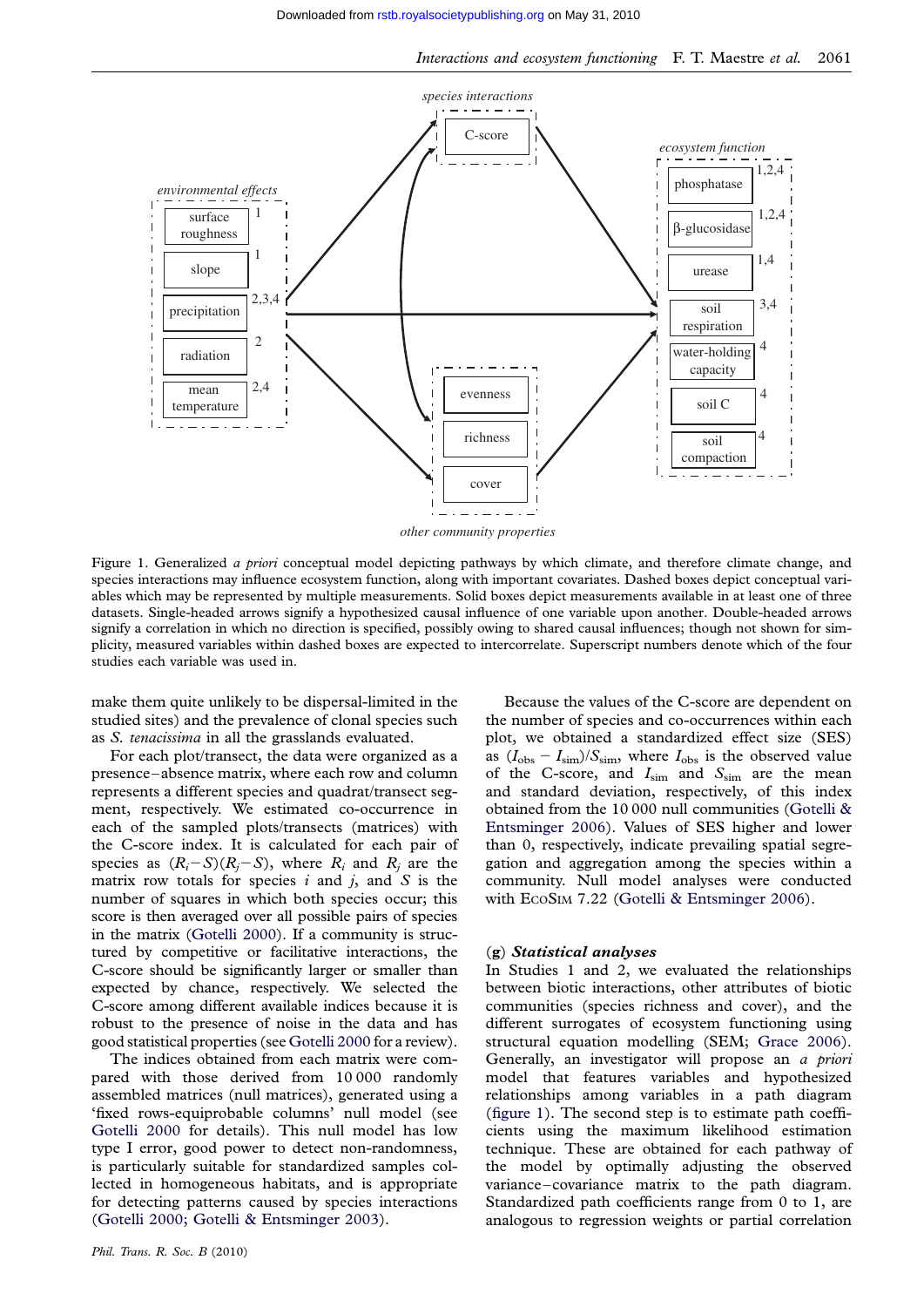Figure 1. Generalized *a priori* conceptual model depicting pathways by which climate, and therefore climate change, and species interactions may influence ecosystem function, along with important covariates. Dashed boxes depict conceptual variables which may be represented by multiple measurements. Solid boxes depict measurements available in at least one of three datasets. Single-headed arrows signify a hypothesized causal influence of one variable upon another. Double-headed arrows signify a correlation in which no direction is specified, possibly owing to shared causal influences; though not shown for simplicity, measured variables within dashed boxes are expected to intercorrelate. Superscript numbers denote which of the four studies each variable was used in.

make them quite unlikely to be dispersal-limited in the studied sites) and the prevalence of clonal species such as *S. tenacissima* in all the grasslands evaluated.

For each plot/transect, the data were organized as a presence–absence matrix, where each row and column represents a different species and quadrat/transect segment, respectively. We estimated co-occurrence in each of the sampled plots/transects (matrices) with the C-score index. It is calculated for each pair of species as $(R_i - S)(R_j - S)$, where $R_i$ and $R_j$ are the matrix row totals for species $i$ and $j$, and $S$ is the number of squares in which both species occur; this score is then averaged over all possible pairs of species in the matrix (Gotelli 2000). If a community is structured by competitive or facilitative interactions, the C-score should be significantly larger or smaller than expected by chance, respectively. We selected the C-score among different available indices because it is robust to the presence of noise in the data and has good statistical properties (see Gotelli 2000 for a review).

The indices obtained from each matrix were compared with those derived from 10 000 randomly assembled matrices (null matrices), generated using a 'fixed rows-equiprobable columns' null model (see Gotelli 2000 for details). This null model has low type I error, good power to detect non-randomness, is particularly suitable for standardized samples collected in homogeneous habitats, and is appropriate for detecting patterns caused by species interactions (Gotelli 2000; Gotelli & Entsminger 2003).

Because the values of the C-score are dependent on the number of species and co-occurrences within each plot, we obtained a standardized effect size (SES) as $(I_{obs} - I_{sim})/S_{sim}$, where $I_{obs}$ is the observed value of the C-score, and $I_{sim}$ and $S_{sim}$ are the mean and standard deviation, respectively, of this index obtained from the 10 000 null communities (Gotelli & Entsminger 2006). Values of SES higher and lower than 0, respectively, indicate prevailing spatial segregation and aggregation among the species within a community. Null model analyses were conducted with EcoSim 7.22 (Gotelli & Entsminger 2006).

### (g) *Statistical analyses*

In Studies 1 and 2, we evaluated the relationships between biotic interactions, other attributes of biotic communities (species richness and cover), and the different surrogates of ecosystem functioning using structural equation modelling (SEM; Grace 2006). Generally, an investigator will propose an *a priori* model that features variables and hypothesized relationships among variables in a path diagram (figure 1). The second step is to estimate path coefficients using the maximum likelihood estimation technique. These are obtained for each pathway of the model by optimally adjusting the observed variance–covariance matrix to the path diagram. Standardized path coefficients range from 0 to 1, are analogous to regression weights or partial correlation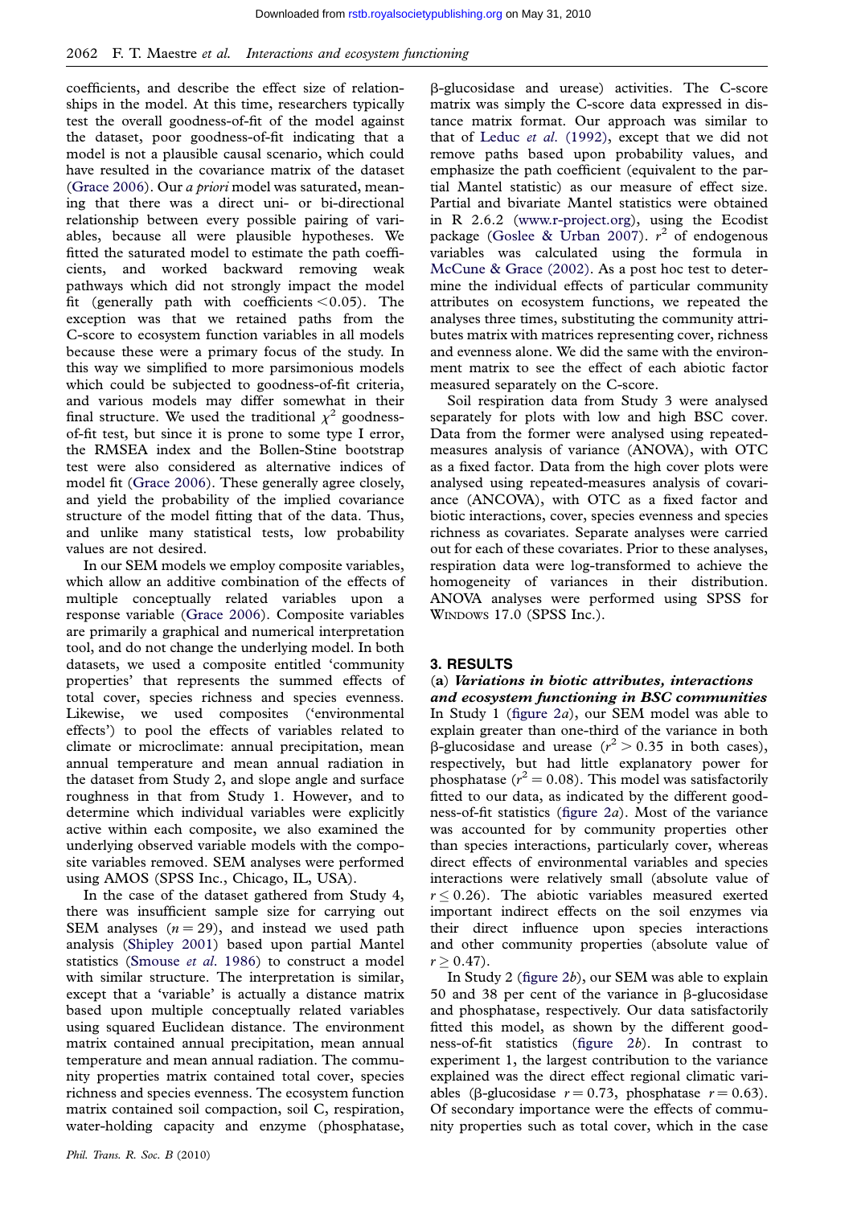coefficients, and describe the effect size of relationships in the model. At this time, researchers typically test the overall goodness-of-fit of the model against the dataset, poor goodness-of-fit indicating that a model is not a plausible causal scenario, which could have resulted in the covariance matrix of the dataset (Grace 2006). Our *a priori* model was saturated, meaning that there was a direct uni- or bi-directional relationship between every possible pairing of variables, because all were plausible hypotheses. We fitted the saturated model to estimate the path coefficients, and worked backward removing weak pathways which did not strongly impact the model fit (generally path with coefficients $<0.05$). The exception was that we retained paths from the C-score to ecosystem function variables in all models because these were a primary focus of the study. In this way we simplified to more parsimonious models which could be subjected to goodness-of-fit criteria, and various models may differ somewhat in their final structure. We used the traditional $\chi^2$ goodness-of-fit test, but since it is prone to some type I error, the RMSEA index and the Bollen-Stine bootstrap test were also considered as alternative indices of model fit (Grace 2006). These generally agree closely, and yield the probability of the implied covariance structure of the model fitting that of the data. Thus, and unlike many statistical tests, low probability values are not desired.

In our SEM models we employ composite variables, which allow an additive combination of the effects of multiple conceptually related variables upon a response variable (Grace 2006). Composite variables are primarily a graphical and numerical interpretation tool, and do not change the underlying model. In both datasets, we used a composite entitled 'community properties' that represents the summed effects of total cover, species richness and species evenness. Likewise, we used composites ('environmental effects') to pool the effects of variables related to climate or microclimate: annual precipitation, mean annual temperature and mean annual radiation in the dataset from Study 2, and slope angle and surface roughness in that from Study 1. However, and to determine which individual variables were explicitly active within each composite, we also examined the underlying observed variable models with the composite variables removed. SEM analyses were performed using AMOS (SPSS Inc., Chicago, IL, USA).

In the case of the dataset gathered from Study 4, there was insufficient sample size for carrying out SEM analyses ($n = 29$), and instead we used path analysis (Shipley 2001) based upon partial Mantel statistics (Smouse *et al.* 1986) to construct a model with similar structure. The interpretation is similar, except that a 'variable' is actually a distance matrix based upon multiple conceptually related variables using squared Euclidean distance. The environment matrix contained annual precipitation, mean annual temperature and mean annual radiation. The community properties matrix contained total cover, species richness and species evenness. The ecosystem function matrix contained soil compaction, soil C, respiration, water-holding capacity and enzyme (phosphatase, β-glucosidase and urease) activities. The C-score matrix was simply the C-score data expressed in distance matrix format. Our approach was similar to that of Leduc *et al.* (1992), except that we did not remove paths based upon probability values, and emphasize the path coefficient (equivalent to the partial Mantel statistic) as our measure of effect size. Partial and bivariate Mantel statistics were obtained in R 2.6.2 (www.r-project.org), using the Ecodist package (Goslee & Urban 2007). $r^2$ of endogenous variables was calculated using the formula in McCune & Grace (2002). As a post hoc test to determine the individual effects of particular community attributes on ecosystem functions, we repeated the analyses three times, substituting the community attributes matrix with matrices representing cover, richness and evenness alone. We did the same with the environment matrix to see the effect of each abiotic factor measured separately on the C-score.

Soil respiration data from Study 3 were analysed separately for plots with low and high BSC cover. Data from the former were analysed using repeated-measures analysis of variance (ANOVA), with OTC as a fixed factor. Data from the high cover plots were analysed using repeated-measures analysis of covariance (ANCOVA), with OTC as a fixed factor and biotic interactions, cover, species evenness and species richness as covariates. Separate analyses were carried out for each of these covariates. Prior to these analyses, respiration data were log-transformed to achieve the homogeneity of variances in their distribution. ANOVA analyses were performed using SPSS for WINDOWS 17.0 (SPSS Inc.).

## 3. RESULTS

### (a) *Variations in biotic attributes, interactions and ecosystem functioning in BSC communities*

In Study 1 (figure 2*a*), our SEM model was able to explain greater than one-third of the variance in both β-glucosidase and urease ($r^2 > 0.35$ in both cases), respectively, but had little explanatory power for phosphatase ($r^2 = 0.08$). This model was satisfactorily fitted to our data, as indicated by the different goodness-of-fit statistics (figure 2*a*). Most of the variance was accounted for by community properties other than species interactions, particularly cover, whereas direct effects of environmental variables and species interactions were relatively small (absolute value of $r \leq 0.26$). The abiotic variables measured exerted important indirect effects on the soil enzymes via their direct influence upon species interactions and other community properties (absolute value of $r \geq 0.47$).

In Study 2 (figure 2*b*), our SEM was able to explain 50 and 38 per cent of the variance in β-glucosidase and phosphatase, respectively. Our data satisfactorily fitted this model, as shown by the different goodness-of-fit statistics (figure 2*b*). In contrast to experiment 1, the largest contribution to the variance explained was the direct effect regional climatic variables (β-glucosidase $r = 0.73$, phosphatase $r = 0.63$). Of secondary importance were the effects of community properties such as total cover, which in the case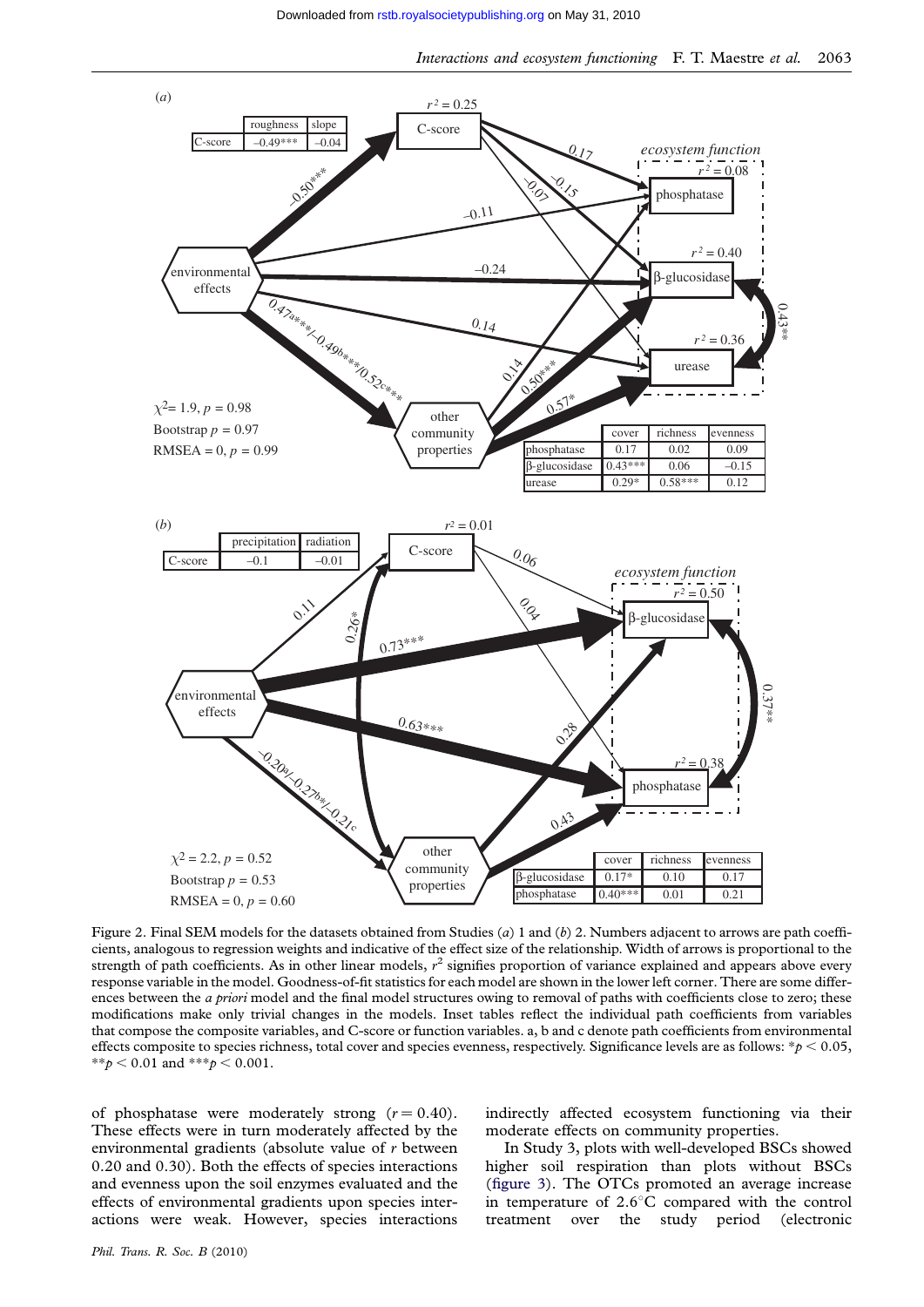Figure 2. Final SEM models for the datasets obtained from Studies (*a*) 1 and (*b*) 2. Numbers adjacent to arrows are path coefficients, analogous to regression weights and indicative of the effect size of the relationship. Width of arrows is proportional to the strength of path coefficients. As in other linear models, $r^2$ signifies proportion of variance explained and appears above every response variable in the model. Goodness-of-fit statistics for each model are shown in the lower left corner. There are some differences between the *a priori* model and the final model structures owing to removal of paths with coefficients close to zero; these modifications make only trivial changes in the models. Inset tables reflect the individual path coefficients from variables that compose the composite variables, and C-score or function variables. a, b and c denote path coefficients from environmental effects composite to species richness, total cover and species evenness, respectively. Significance levels are as follows: $*p < 0.05$, $**p < 0.01$ and $***p < 0.001$.

of phosphatase were moderately strong ($r = 0.40$). These effects were in turn moderately affected by the environmental gradients (absolute value of $r$ between 0.20 and 0.30). Both the effects of species interactions and evenness upon the soil enzymes evaluated and the effects of environmental gradients upon species interactions were weak. However, species interactions indirectly affected ecosystem functioning via their moderate effects on community properties.

In Study 3, plots with well-developed BSCs showed higher soil respiration than plots without BSCs (figure 3). The OTCs promoted an average increase in temperature of 2.6°C compared with the control treatment over the study period (electronic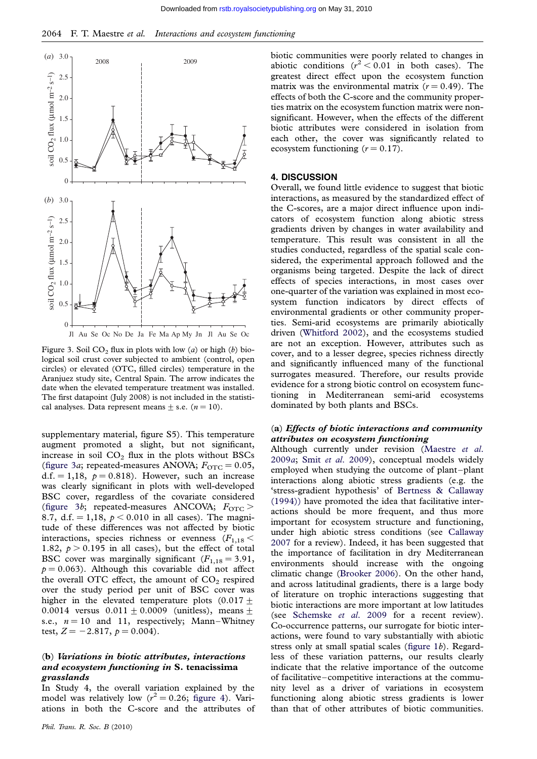Figure 3. Soil $CO_2$ flux in plots with low (*a*) or high (*b*) biological soil crust cover subjected to ambient (control, open circles) or elevated (OTC, filled circles) temperature in the Aranjuez study site, Central Spain. The arrow indicates the date when the elevated temperature treatment was installed. The first datapoint (July 2008) is not included in the statistical analyses. Data represent means ± s.e. ($n = 10$).

supplementary material, figure S5). This temperature augment promoted a slight, but not significant, increase in soil $CO_2$ flux in the plots without BSCs (figure 3*a*; repeated-measures ANOVA; $F_{OTC} = 0.05$, d.f. = 1,18, $p = 0.818$). However, such an increase was clearly significant in plots with well-developed BSC cover, regardless of the covariate considered (figure 3*b*; repeated-measures ANCOVA; $F_{OTC} > 8.7$, d.f. = 1,18, $p < 0.010$ in all cases). The magnitude of these differences was not affected by biotic interactions, species richness or evenness ($F_{1,18} < 1.82$, $p > 0.195$ in all cases), but the effect of total BSC cover was marginally significant ($F_{1,18} = 3.91$, $p = 0.063$). Although this covariable did not affect the overall OTC effect, the amount of $CO_2$ respired over the study period per unit of BSC cover was higher in the elevated temperature plots (0.017 ± 0.0014 versus 0.011 ± 0.0009 (unitless), means ± s.e., $n = 10$ and 11, respectively; Mann–Whitney test, $Z = -2.817$, $p = 0.004$).

### (b) *Variations in biotic attributes, interactions and ecosystem functioning in* S. tenacissima *grasslands*

In Study 4, the overall variation explained by the model was relatively low ($r^2 = 0.26$; figure 4). Variations in both the C-score and the attributes of biotic communities were poorly related to changes in abiotic conditions ($r^2 < 0.01$ in both cases). The greatest direct effect upon the ecosystem function matrix was the environmental matrix ($r = 0.49$). The effects of both the C-score and the community properties matrix on the ecosystem function matrix were non-significant. However, when the effects of the different biotic attributes were considered in isolation from each other, the cover was significantly related to ecosystem functioning ($r = 0.17$).

## 4. DISCUSSION

Overall, we found little evidence to suggest that biotic interactions, as measured by the standardized effect of the C-scores, are a major direct influence upon indicators of ecosystem function along abiotic stress gradients driven by changes in water availability and temperature. This result was consistent in all the studies conducted, regardless of the spatial scale considered, the experimental approach followed and the organisms being targeted. Despite the lack of direct effects of species interactions, in most cases over one-quarter of the variation was explained in most ecosystem function indicators by direct effects of environmental gradients or other community properties. Semi-arid ecosystems are primarily abiotically driven (Whitford 2002), and the ecosystems studied are not an exception. However, attributes such as cover, and to a lesser degree, species richness directly and significantly influenced many of the functional surrogates measured. Therefore, our results provide evidence for a strong biotic control on ecosystem functioning in Mediterranean semi-arid ecosystems dominated by both plants and BSCs.

### (a) *Effects of biotic interactions and community attributes on ecosystem functioning*

Although currently under revision (Maestre *et al.* 2009*a*; Smit *et al.* 2009), conceptual models widely employed when studying the outcome of plant–plant interactions along abiotic stress gradients (e.g. the 'stress-gradient hypothesis' of Bertness & Callaway (1994)) have promoted the idea that facilitative interactions should be more frequent, and thus more important for ecosystem structure and functioning, under high abiotic stress conditions (see Callaway 2007 for a review). Indeed, it has been suggested that the importance of facilitation in dry Mediterranean environments should increase with the ongoing climatic change (Brooker 2006). On the other hand, and across latitudinal gradients, there is a large body of literature on trophic interactions suggesting that biotic interactions are more important at low latitudes (see Schemske *et al.* 2009 for a recent review). Co-occurrence patterns, our surrogate for biotic interactions, were found to vary substantially with abiotic stress only at small spatial scales (figure 1*b*). Regardless of these variation patterns, our results clearly indicate that the relative importance of the outcome of facilitative–competitive interactions at the community level as a driver of variations in ecosystem functioning along abiotic stress gradients is lower than that of other attributes of biotic communities.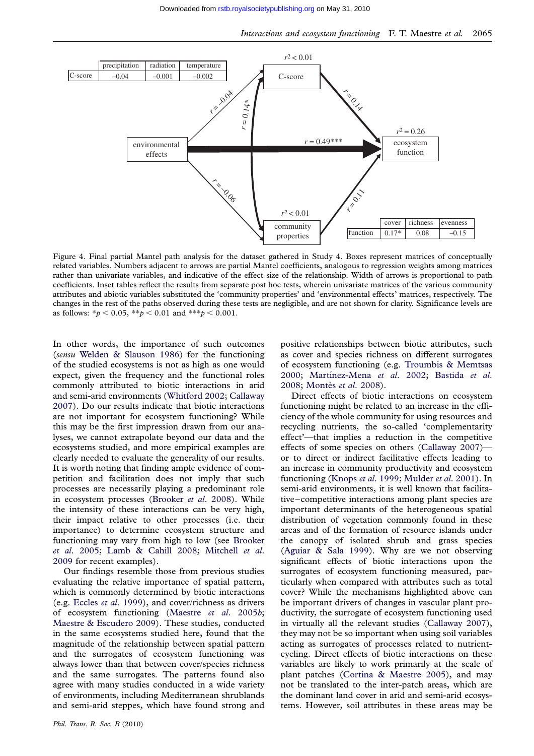| | precipitation | radiation | temperature |
|---|---|---|---|
| C-score | −0.04 | −0.001 | −0.002 |

| | cover | richness | evenness |
|---|---|---|---|
| function | 0.17* | 0.08 | −0.15 |

Figure 4. Final partial Mantel path analysis for the dataset gathered in Study 4. Boxes represent matrices of conceptually related variables. Numbers adjacent to arrows are partial Mantel coefficients, analogous to regression weights among matrices rather than univariate variables, and indicative of the effect size of the relationship. Width of arrows is proportional to path coefficients. Inset tables reflect the results from separate post hoc tests, wherein univariate matrices of the various community attributes and abiotic variables substituted the 'community properties' and 'environmental effects' matrices, respectively. The changes in the rest of the paths observed during these tests are negligible, and are not shown for clarity. Significance levels are as follows: $*p < 0.05$, $**p < 0.01$ and $***p < 0.001$.

In other words, the importance of such outcomes (*sensu* Welden & Slauson 1986) for the functioning of the studied ecosystems is not as high as one would expect, given the frequency and the functional roles commonly attributed to biotic interactions in arid and semi-arid environments (Whitford 2002; Callaway 2007). Do our results indicate that biotic interactions are not important for ecosystem functioning? While this may be the first impression drawn from our analyses, we cannot extrapolate beyond our data and the ecosystems studied, and more empirical examples are clearly needed to evaluate the generality of our results. It is worth noting that finding ample evidence of competition and facilitation does not imply that such processes are necessarily playing a predominant role in ecosystem processes (Brooker *et al*. 2008). While the intensity of these interactions can be very high, their impact relative to other processes (i.e. their importance) to determine ecosystem structure and functioning may vary from high to low (see Brooker *et al*. 2005; Lamb & Cahill 2008; Mitchell *et al*. 2009 for recent examples).

Our findings resemble those from previous studies evaluating the relative importance of spatial pattern, which is commonly determined by biotic interactions (e.g. Eccles *et al*. 1999), and cover/richness as drivers of ecosystem functioning (Maestre *et al*. 2005*b*; Maestre & Escudero 2009). These studies, conducted in the same ecosystems studied here, found that the magnitude of the relationship between spatial pattern and the surrogates of ecosystem functioning was always lower than that between cover/species richness and the same surrogates. The patterns found also agree with many studies conducted in a wide variety of environments, including Mediterranean shrublands and semi-arid steppes, which have found strong and positive relationships between biotic attributes, such as cover and species richness on different surrogates of ecosystem functioning (e.g. Troumbis & Memtsas 2000; Martínez-Mena *et al*. 2002; Bastida *et al*. 2008; Montès *et al*. 2008).

Direct effects of biotic interactions on ecosystem functioning might be related to an increase in the efficiency of the whole community for using resources and recycling nutrients, the so-called 'complementarity effect'—that implies a reduction in the competitive effects of some species on others (Callaway 2007)—or to direct or indirect facilitative effects leading to an increase in community productivity and ecosystem functioning (Knops *et al*. 1999; Mulder *et al*. 2001). In semi-arid environments, it is well known that facilitative–competitive interactions among plant species are important determinants of the heterogeneous spatial distribution of vegetation commonly found in these areas and of the formation of resource islands under the canopy of isolated shrub and grass species (Aguiar & Sala 1999). Why are we not observing significant effects of biotic interactions upon the surrogates of ecosystem functioning measured, particularly when compared with attributes such as total cover? While the mechanisms highlighted above can be important drivers of changes in vascular plant productivity, the surrogate of ecosystem functioning used in virtually all the relevant studies (Callaway 2007), they may not be so important when using soil variables acting as surrogates of processes related to nutrient-cycling. Direct effects of biotic interactions on these variables are likely to work primarily at the scale of plant patches (Cortina & Maestre 2005), and may not be translated to the inter-patch areas, which are the dominant land cover in arid and semi-arid ecosystems. However, soil attributes in these areas may be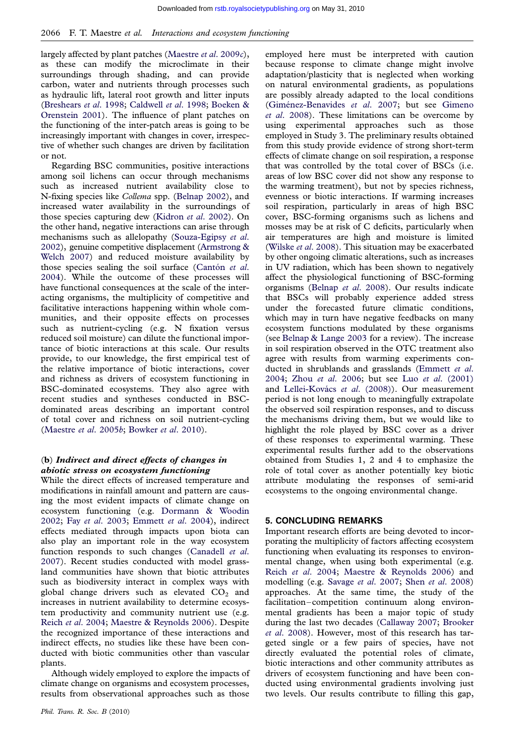largely affected by plant patches (Maestre *et al.* 2009*c*), as these can modify the microclimate in their surroundings through shading, and can provide carbon, water and nutrients through processes such as hydraulic lift, lateral root growth and litter inputs (Breshears *et al.* 1998; Caldwell *et al.* 1998; Boeken & Orenstein 2001). The influence of plant patches on the functioning of the inter-patch areas is going to be increasingly important with changes in cover, irrespective of whether such changes are driven by facilitation or not.

Regarding BSC communities, positive interactions among soil lichens can occur through mechanisms such as increased nutrient availability close to N-fixing species like *Collema* spp. (Belnap 2002), and increased water availability in the surroundings of those species capturing dew (Kidron *et al.* 2002). On the other hand, negative interactions can arise through mechanisms such as allelopathy (Souza-Egipsy *et al.* 2002), genuine competitive displacement (Armstrong & Welch 2007) and reduced moisture availability by those species sealing the soil surface (Cantón *et al.* 2004). While the outcome of these processes will have functional consequences at the scale of the interacting organisms, the multiplicity of competitive and facilitative interactions happening within whole communities, and their opposite effects on processes such as nutrient-cycling (e.g. N fixation versus reduced soil moisture) can dilute the functional importance of biotic interactions at this scale. Our results provide, to our knowledge, the first empirical test of the relative importance of biotic interactions, cover and richness as drivers of ecosystem functioning in BSC-dominated ecosystems. They also agree with recent studies and syntheses conducted in BSC-dominated areas describing an important control of total cover and richness on soil nutrient-cycling (Maestre *et al.* 2005*b*; Bowker *et al.* 2010).

### (b) *Indirect and direct effects of changes in abiotic stress on ecosystem functioning*

While the direct effects of increased temperature and modifications in rainfall amount and pattern are causing the most evident impacts of climate change on ecosystem functioning (e.g. Dormann & Woodin 2002; Fay *et al.* 2003; Emmett *et al.* 2004), indirect effects mediated through impacts upon biota can also play an important role in the way ecosystem function responds to such changes (Canadell *et al.* 2007). Recent studies conducted with model grassland communities have shown that biotic attributes such as biodiversity interact in complex ways with global change drivers such as elevated $CO_2$ and increases in nutrient availability to determine ecosystem productivity and community nutrient use (e.g. Reich *et al.* 2004; Maestre & Reynolds 2006). Despite the recognized importance of these interactions and indirect effects, no studies like these have been conducted with biotic communities other than vascular plants.

Although widely employed to explore the impacts of climate change on organisms and ecosystem processes, results from observational approaches such as those employed here must be interpreted with caution because response to climate change might involve adaptation/plasticity that is neglected when working on natural environmental gradients, as populations are possibly already adapted to the local conditions (Giménez-Benavides *et al.* 2007; but see Gimeno *et al.* 2008). These limitations can be overcome by using experimental approaches such as those employed in Study 3. The preliminary results obtained from this study provide evidence of strong short-term effects of climate change on soil respiration, a response that was controlled by the total cover of BSCs (i.e. areas of low BSC cover did not show any response to the warming treatment), but not by species richness, evenness or biotic interactions. If warming increases soil respiration, particularly in areas of high BSC cover, BSC-forming organisms such as lichens and mosses may be at risk of C deficits, particularly when air temperatures are high and moisture is limited (Wilske *et al.* 2008). This situation may be exacerbated by other ongoing climatic alterations, such as increases in UV radiation, which has been shown to negatively affect the physiological functioning of BSC-forming organisms (Belnap *et al.* 2008). Our results indicate that BSCs will probably experience added stress under the forecasted future climatic conditions, which may in turn have negative feedbacks on many ecosystem functions modulated by these organisms (see Belnap & Lange 2003 for a review). The increase in soil respiration observed in the OTC treatment also agree with results from warming experiments conducted in shrublands and grasslands (Emmett *et al.* 2004; Zhou *et al.* 2006; but see Luo *et al.* (2001) and Lellei-Kovács *et al.* (2008)). Our measurement period is not long enough to meaningfully extrapolate the observed soil respiration responses, and to discuss the mechanisms driving them, but we would like to highlight the role played by BSC cover as a driver of these responses to experimental warming. These experimental results further add to the observations obtained from Studies 1, 2 and 4 to emphasize the role of total cover as another potentially key biotic attribute modulating the responses of semi-arid ecosystems to the ongoing environmental change.

## 5. CONCLUDING REMARKS

Important research efforts are being devoted to incorporating the multiplicity of factors affecting ecosystem functioning when evaluating its responses to environmental change, when using both experimental (e.g. Reich *et al.* 2004; Maestre & Reynolds 2006) and modelling (e.g. Savage *et al.* 2007; Shen *et al.* 2008) approaches. At the same time, the study of the facilitation–competition continuum along environmental gradients has been a major topic of study during the last two decades (Callaway 2007; Brooker *et al.* 2008). However, most of this research has targeted single or a few pairs of species, have not directly evaluated the potential roles of climate, biotic interactions and other community attributes as drivers of ecosystem functioning and have been conducted using environmental gradients involving just two levels. Our results contribute to filling this gap,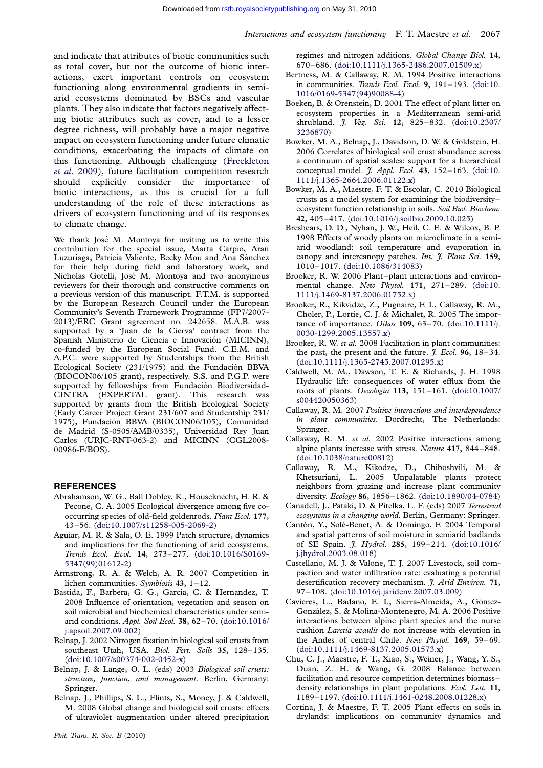and indicate that attributes of biotic communities such as total cover, but not the outcome of biotic interactions, exert important controls on ecosystem functioning along environmental gradients in semi-arid ecosystems dominated by BSCs and vascular plants. They also indicate that factors negatively affecting biotic attributes such as cover, and to a lesser degree richness, will probably have a major negative impact on ecosystem functioning under future climatic conditions, exacerbating the impacts of climate on this functioning. Although challenging (Freckleton *et al.* 2009), future facilitation–competition research should explicitly consider the importance of biotic interactions, as this is crucial for a full understanding of the role of these interactions as drivers of ecosystem functioning and of its responses to climate change.

We thank José M. Montoya for inviting us to write this contribution for the special issue, Marta Carpio, Aran Luzuriaga, Patricia Valiente, Becky Mou and Ana Sánchez for their help during field and laboratory work, and Nicholas Gotelli, José M. Montoya and two anonymous reviewers for their thorough and constructive comments on a previous version of this manuscript. F.T.M. is supported by the European Research Council under the European Community's Seventh Framework Programme (FP7/2007-2013)/ERC Grant agreement no. 242658. M.A.B. was supported by a 'Juan de la Cierva' contract from the Spanish Ministerio de Ciencia e Innovación (MICINN), co-funded by the European Social Fund. C.E.M. and A.P.C. were supported by Studentships from the British Ecological Society (231/1975) and the Fundación BBVA (BIOCON06/105 grant), respectively. S.S. and P.G.P. were supported by fellowships from Fundación Biodiversidad-CINTRA (EXPERTAL grant). This research was supported by grants from the British Ecological Society (Early Career Project Grant 231/607 and Studentship 231/1975), Fundación BBVA (BIOCON06/105), Comunidad de Madrid (S-0505/AMB/0335), Universidad Rey Juan Carlos (URJC-RNT-063-2) and MICINN (CGL2008-00986-E/BOS).

## REFERENCES

Abrahamson, W. G., Ball Dobley, K., Houseknecht, H. R. & Pecone, C. A. 2005 Ecological divergence among five co-occurring species of old-field goldenrods. *Plant Ecol.* **177**, 43–56. (doi:10.1007/s11258-005-2069-2)

Aguiar, M. R. & Sala, O. E. 1999 Patch structure, dynamics and implications for the functioning of arid ecosystems. *Trends Ecol. Evol.* **14**, 273–277. (doi:10.1016/S0169-5347(99)01612-2)

Armstrong, R. A. & Welch, A. R. 2007 Competition in lichen communities. *Symbiosis* **43**, 1–12.

Bastida, F., Barbera, G. G., Garcia, C. & Hernandez, T. 2008 Influence of orientation, vegetation and season on soil microbial and biochemical characteristics under semi-arid conditions. *Appl. Soil Ecol.* **38**, 62–70. (doi:10.1016/j.apsoil.2007.09.002)

Belnap, J. 2002 Nitrogen fixation in biological soil crusts from southeast Utah, USA. *Biol. Fert. Soils* **35**, 128–135. (doi:10.1007/s00374-002-0452-x)

Belnap, J. & Lange, O. L. (eds) 2003 *Biological soil crusts: structure, function, and management*. Berlin, Germany: Springer.

Belnap, J., Phillips, S. L., Flints, S., Money, J. & Caldwell, M. 2008 Global change and biological soil crusts: effects of ultraviolet augmentation under altered precipitation regimes and nitrogen additions. *Global Change Biol.* **14**, 670–686. (doi:10.1111/j.1365-2486.2007.01509.x)

Bertness, M. & Callaway, R. M. 1994 Positive interactions in communities. *Trends Ecol. Evol.* **9**, 191–193. (doi:10.1016/0169-5347(94)90088-4)

Boeken, B. & Orenstein, D. 2001 The effect of plant litter on ecosystem properties in a Mediterranean semi-arid shrubland. *J. Veg. Sci.* **12**, 825–832. (doi:10.2307/3236870)

Bowker, M. A., Belnap, J., Davidson, D. W. & Goldstein, H. 2006 Correlates of biological soil crust abundance across a continuum of spatial scales: support for a hierarchical conceptual model. *J. Appl. Ecol.* **43**, 152–163. (doi:10.1111/j.1365-2664.2006.01122.x)

Bowker, M. A., Maestre, F. T. & Escolar, C. 2010 Biological crusts as a model system for examining the biodiversity–ecosystem function relationship in soils. *Soil Biol. Biochem.* **42**, 405–417. (doi:10.1016/j.soilbio.2009.10.025)

Breshears, D. D., Nyhan, J. W., Heil, C. E. & Wilcox, B. P. 1998 Effects of woody plants on microclimate in a semi-arid woodland: soil temperature and evaporation in canopy and intercanopy patches. *Int. J. Plant Sci.* **159**, 1010–1017. (doi:10.1086/314083)

Brooker, R. W. 2006 Plant–plant interactions and environmental change. *New Phytol.* **171**, 271–289. (doi:10.1111/j.1469-8137.2006.01752.x)

Brooker, R., Kikvidze, Z., Pugnaire, F. I., Callaway, R. M., Choler, P., Lortie, C. J. & Michalet, R. 2005 The importance of importance. *Oikos* **109**, 63–70. (doi:10.1111/j.0030-1299.2005.13557.x)

Brooker, R. W. *et al.* 2008 Facilitation in plant communities: the past, the present and the future. *J. Ecol.* **96**, 18–34. (doi:10.1111/j.1365-2745.2007.01295.x)

Caldwell, M. M., Dawson, T. E. & Richards, J. H. 1998 Hydraulic lift: consequences of water efflux from the roots of plants. *Oecologia* **113**, 151–161. (doi:10.1007/s004420050363)

Callaway, R. M. 2007 *Positive interactions and interdependence in plant communities*. Dordrecht, The Netherlands: Springer.

Callaway, R. M. *et al.* 2002 Positive interactions among alpine plants increase with stress. *Nature* **417**, 844–848. (doi:10.1038/nature00812)

Callaway, R. M., Kikodze, D., Chiboshvili, M. & Khetsuriani, L. 2005 Unpalatable plants protect neighbors from grazing and increase plant community diversity. *Ecology* **86**, 1856–1862. (doi:10.1890/04-0784)

Canadell, J., Pataki, D. & Pitelka, L. F. (eds) 2007 *Terrestrial ecosystems in a changing world*. Berlin, Germany: Springer.

Cantón, Y., Solé-Benet, A. & Domingo, F. 2004 Temporal and spatial patterns of soil moisture in semiarid badlands of SE Spain. *J. Hydrol.* **285**, 199–214. (doi:10.1016/j.jhydrol.2003.08.018)

Castellano, M. J. & Valone, T. J. 2007 Livestock, soil compaction and water infiltration rate: evaluating a potential desertification recovery mechanism. *J. Arid Environ.* **71**, 97–108. (doi:10.1016/j.jaridenv.2007.03.009)

Cavieres, L., Badano, E. I., Sierra-Almeida, A., Gómez-González, S. & Molina-Montenegro, M. A. 2006 Positive interactions between alpine plant species and the nurse cushion *Laretia acaulis* do not increase with elevation in the Andes of central Chile. *New Phytol.* **169**, 59–69. (doi:10.1111/j.1469-8137.2005.01573.x)

Chu, C. J., Maestre, F. T., Xiao, S., Weiner, J., Wang, Y. S., Duan, Z. H. & Wang, G. 2008 Balance between facilitation and resource competition determines biomass–density relationships in plant populations. *Ecol. Lett.* **11**, 1189–1197. (doi:10.1111/j.1461-0248.2008.01228.x)

Cortina, J. & Maestre, F. T. 2005 Plant effects on soils in drylands: implications on community dynamics and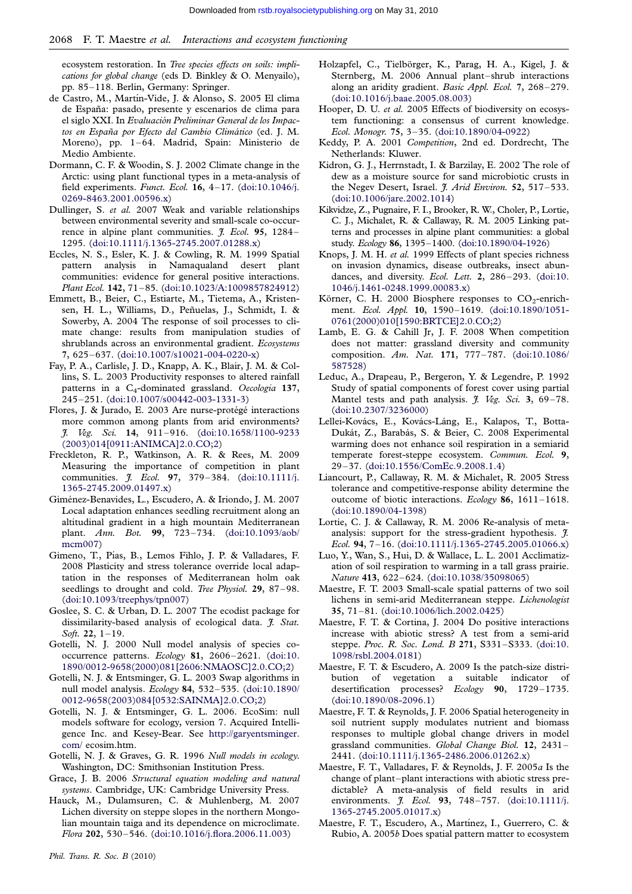ecosystem restoration. In *Tree species effects on soils: implications for global change* (eds D. Binkley & O. Menyailo), pp. 85–118. Berlin, Germany: Springer.

de Castro, M., Martín-Vide, J. & Alonso, S. 2005 El clima de España: pasado, presente y escenarios de clima para el siglo XXI. In *Evaluación Preliminar General de los Impactos en España por Efecto del Cambio Climático* (ed. J. M. Moreno), pp. 1–64. Madrid, Spain: Ministerio de Medio Ambiente.

Dormann, C. F. & Woodin, S. J. 2002 Climate change in the Arctic: using plant functional types in a meta-analysis of field experiments. *Funct. Ecol.* **16**, 4–17. (doi:10.1046/j.0269-8463.2001.00596.x)

Dullinger, S. *et al.* 2007 Weak and variable relationships between environmental severity and small-scale co-occurrence in alpine plant communities. *J. Ecol.* **95**, 1284–1295. (doi:10.1111/j.1365-2745.2007.01288.x)

Eccles, N. S., Esler, K. J. & Cowling, R. M. 1999 Spatial pattern analysis in Namaqualand desert plant communities: evidence for general positive interactions. *Plant Ecol.* **142**, 71–85. (doi:10.1023/A:1009857824912)

Emmett, B., Beier, C., Estiarte, M., Tietema, A., Kristensen, H. L., Williams, D., Peñuelas, J., Schmidt, I. & Sowerby, A. 2004 The response of soil processes to climate change: results from manipulation studies of shrublands across an environmental gradient. *Ecosystems* **7**, 625–637. (doi:10.1007/s10021-004-0220-x)

Fay, P. A., Carlisle, J. D., Knapp, A. K., Blair, J. M. & Collins, S. L. 2003 Productivity responses to altered rainfall patterns in a $C_4$-dominated grassland. *Oecologia* **137**, 245–251. (doi:10.1007/s00442-003-1331-3)

Flores, J. & Jurado, E. 2003 Are nurse-protégé interactions more common among plants from arid environments? *J. Veg. Sci.* **14**, 911–916. (doi:10.1658/1100-9233(2003)014[0911:ANIMCA]2.0.CO;2)

Freckleton, R. P., Watkinson, A. R. & Rees, M. 2009 Measuring the importance of competition in plant communities. *J. Ecol.* **97**, 379–384. (doi:10.1111/j.1365-2745.2009.01497.x)

Giménez-Benavides, L., Escudero, A. & Iriondo, J. M. 2007 Local adaptation enhances seedling recruitment along an altitudinal gradient in a high mountain Mediterranean plant. *Ann. Bot.* **99**, 723–734. (doi:10.1093/aob/mcm007)

Gimeno, T., Pías, B., Lemos Fihlo, J. P. & Valladares, F. 2008 Plasticity and stress tolerance override local adaptation in the responses of Mediterranean holm oak seedlings to drought and cold. *Tree Physiol.* **29**, 87–98. (doi:10.1093/treephys/tpn007)

Goslee, S. C. & Urban, D. L. 2007 The ecodist package for dissimilarity-based analysis of ecological data. *J. Stat. Soft.* **22**, 1–19.

Gotelli, N. J. 2000 Null model analysis of species co-occurrence patterns. *Ecology* **81**, 2606–2621. (doi:10.1890/0012-9658(2000)081[2606:NMAOSC]2.0.CO;2)

Gotelli, N. J. & Entsminger, G. L. 2003 Swap algorithms in null model analysis. *Ecology* **84**, 532–535. (doi:10.1890/0012-9658(2003)084[0532:SAINMA]2.0.CO;2)

Gotelli, N. J. & Entsminger, G. L. 2006. EcoSim: null models software for ecology, version 7. Acquired Intelligence Inc. and Kesey-Bear. See http://garyentsminger.com/ ecosim.htm.

Gotelli, N. J. & Graves, G. R. 1996 *Null models in ecology*. Washington, DC: Smithsonian Institution Press.

Grace, J. B. 2006 *Structural equation modeling and natural systems*. Cambridge, UK: Cambridge University Press.

Hauck, M., Dulamsuren, C. & Muhlenberg, M. 2007 Lichen diversity on steppe slopes in the northern Mongolian mountain taiga and its dependence on microclimate. *Flora* **202**, 530–546. (doi:10.1016/j.flora.2006.11.003)

Holzapfel, C., Tielbörger, K., Parag, H. A., Kigel, J. & Sternberg, M. 2006 Annual plant–shrub interactions along an aridity gradient. *Basic Appl. Ecol.* **7**, 268–279. (doi:10.1016/j.baae.2005.08.003)

Hooper, D. U. *et al.* 2005 Effects of biodiversity on ecosystem functioning: a consensus of current knowledge. *Ecol. Monogr.* **75**, 3–35. (doi:10.1890/04-0922)

Keddy, P. A. 2001 *Competition*, 2nd ed. Dordrecht, The Netherlands: Kluwer.

Kidron, G. J., Herrnstadt, I. & Barzilay, E. 2002 The role of dew as a moisture source for sand microbiotic crusts in the Negev Desert, Israel. *J. Arid Environ.* **52**, 517–533. (doi:10.1006/jare.2002.1014)

Kikvidze, Z., Pugnaire, F. I., Brooker, R. W., Choler, P., Lortie, C. J., Michalet, R. & Callaway, R. M. 2005 Linking patterns and processes in alpine plant communities: a global study. *Ecology* **86**, 1395–1400. (doi:10.1890/04-1926)

Knops, J. M. H. *et al.* 1999 Effects of plant species richness on invasion dynamics, disease outbreaks, insect abundances, and diversity. *Ecol. Lett.* **2**, 286–293. (doi:10.1046/j.1461-0248.1999.00083.x)

Körner, C. H. 2000 Biosphere responses to $CO_2$-enrichment. *Ecol. Appl.* **10**, 1590–1619. (doi:10.1890/1051-0761(2000)010[1590:BRTCE]2.0.CO;2)

Lamb, E. G. & Cahill Jr, J. F. 2008 When competition does not matter: grassland diversity and community composition. *Am. Nat.* **171**, 777–787. (doi:10.1086/587528)

Leduc, A., Drapeau, P., Bergeron, Y. & Legendre, P. 1992 Study of spatial components of forest cover using partial Mantel tests and path analysis. *J. Veg. Sci.* **3**, 69–78. (doi:10.2307/3236000)

Lellei-Kovács, E., Kovács-Láng, E., Kalapos, T., Botta-Dukát, Z., Barabás, S. & Beier, C. 2008 Experimental warming does not enhance soil respiration in a semiarid temperate forest-steppe ecosystem. *Commun. Ecol.* **9**, 29–37. (doi:10.1556/ComEc.9.2008.1.4)

Liancourt, P., Callaway, R. M. & Michalet, R. 2005 Stress tolerance and competitive-response ability determine the outcome of biotic interactions. *Ecology* **86**, 1611–1618. (doi:10.1890/04-1398)

Lortie, C. J. & Callaway, R. M. 2006 Re-analysis of meta-analysis: support for the stress-gradient hypothesis. *J. Ecol.* **94**, 7–16. (doi:10.1111/j.1365-2745.2005.01066.x)

Luo, Y., Wan, S., Hui, D. & Wallace, L. L. 2001 Acclimatization of soil respiration to warming in a tall grass prairie. *Nature* **413**, 622–624. (doi:10.1038/35098065)

Maestre, F. T. 2003 Small-scale spatial patterns of two soil lichens in semi-arid Mediterranean steppe. *Lichenologist* **35**, 71–81. (doi:10.1006/lich.2002.0425)

Maestre, F. T. & Cortina, J. 2004 Do positive interactions increase with abiotic stress? A test from a semi-arid steppe. *Proc. R. Soc. Lond. B* **271**, S331–S333. (doi:10.1098/rsbl.2004.0181)

Maestre, F. T. & Escudero, A. 2009 Is the patch-size distribution of vegetation a suitable indicator of desertification processes? *Ecology* **90**, 1729–1735. (doi:10.1890/08-2096.1)

Maestre, F. T. & Reynolds, J. F. 2006 Spatial heterogeneity in soil nutrient supply modulates nutrient and biomass responses to multiple global change drivers in model grassland communities. *Global Change Biol.* **12**, 2431–2441. (doi:10.1111/j.1365-2486.2006.01262.x)

Maestre, F. T., Valladares, F. & Reynolds, J. F. 2005*a* Is the change of plant–plant interactions with abiotic stress predictable? A meta-analysis of field results in arid environments. *J. Ecol.* **93**, 748–757. (doi:10.1111/j.1365-2745.2005.01017.x)

Maestre, F. T., Escudero, A., Martínez, I., Guerrero, C. & Rubio, A. 2005*b* Does spatial pattern matter to ecosystem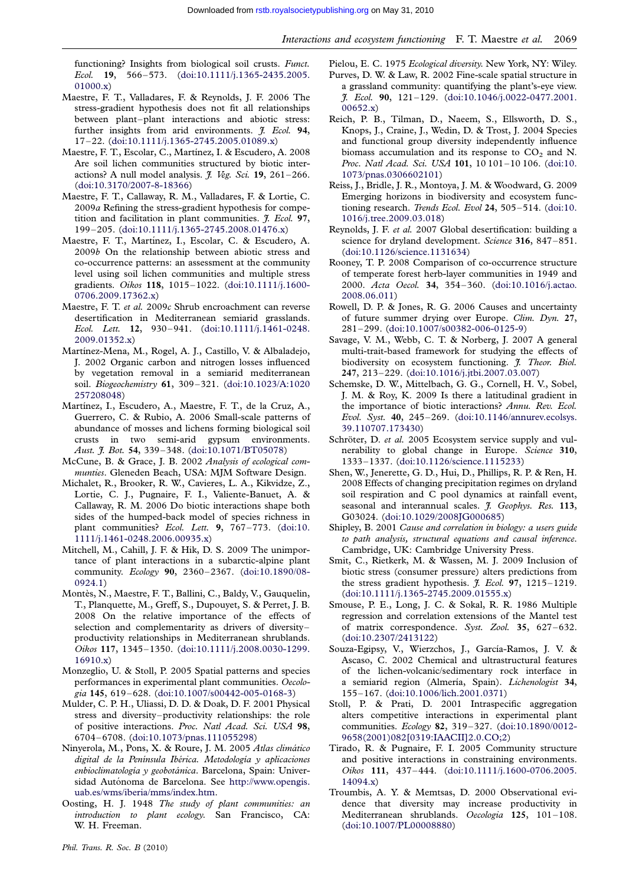functioning? Insights from biological soil crusts. *Funct. Ecol.* **19**, 566–573. (doi:10.1111/j.1365-2435.2005.01000.x)

Maestre, F. T., Valladares, F. & Reynolds, J. F. 2006 The stress-gradient hypothesis does not fit all relationships between plant–plant interactions and abiotic stress: further insights from arid environments. *J. Ecol.* **94**, 17–22. (doi:10.1111/j.1365-2745.2005.01089.x)

Maestre, F. T., Escolar, C., Martínez, I. & Escudero, A. 2008 Are soil lichen communities structured by biotic interactions? A null model analysis. *J. Veg. Sci.* **19**, 261–266. (doi:10.3170/2007-8-18366)

Maestre, F. T., Callaway, R. M., Valladares, F. & Lortie, C. 2009*a* Refining the stress-gradient hypothesis for competition and facilitation in plant communities. *J. Ecol.* **97**, 199–205. (doi:10.1111/j.1365-2745.2008.01476.x)

Maestre, F. T., Martínez, I., Escolar, C. & Escudero, A. 2009*b* On the relationship between abiotic stress and co-occurrence patterns: an assessment at the community level using soil lichen communities and multiple stress gradients. *Oikos* **118**, 1015–1022. (doi:10.1111/j.1600-0706.2009.17362.x)

Maestre, F. T. *et al.* 2009*c* Shrub encroachment can reverse desertification in Mediterranean semiarid grasslands. *Ecol. Lett.* **12**, 930–941. (doi:10.1111/j.1461-0248.2009.01352.x)

Martínez-Mena, M., Rogel, A. J., Castillo, V. & Albaladejo, J. 2002 Organic carbon and nitrogen losses influenced by vegetation removal in a semiarid mediterranean soil. *Biogeochemistry* **61**, 309–321. (doi:10.1023/A:1020257208048)

Martínez, I., Escudero, A., Maestre, F. T., de la Cruz, A., Guerrero, C. & Rubio, A. 2006 Small-scale patterns of abundance of mosses and lichens forming biological soil crusts in two semi-arid gypsum environments. *Aust. J. Bot.* **54**, 339–348. (doi:10.1071/BT05078)

McCune, B. & Grace, J. B. 2002 *Analysis of ecological communities*. Gleneden Beach, USA: MJM Software Design.

Michalet, R., Brooker, R. W., Cavieres, L. A., Kikvidze, Z., Lortie, C. J., Pugnaire, F. I., Valiente-Banuet, A. & Callaway, R. M. 2006 Do biotic interactions shape both sides of the humped-back model of species richness in plant communities? *Ecol. Lett.* **9**, 767–773. (doi:10.1111/j.1461-0248.2006.00935.x)

Mitchell, M., Cahill, J. F. & Hik, D. S. 2009 The unimportance of plant interactions in a subarctic-alpine plant community. *Ecology* **90**, 2360–2367. (doi:10.1890/08-0924.1)

Montès, N., Maestre, F. T., Ballini, C., Baldy, V., Gauquelin, T., Planquette, M., Greff, S., Dupouyet, S. & Perret, J. B. 2008 On the relative importance of the effects of selection and complementarity as drivers of diversity–productivity relationships in Mediterranean shrublands. *Oikos* **117**, 1345–1350. (doi:10.1111/j.2008.0030-1299.16910.x)

Monzeglio, U. & Stoll, P. 2005 Spatial patterns and species performances in experimental plant communities. *Oecologia* **145**, 619–628. (doi:10.1007/s00442-005-0168-3)

Mulder, C. P. H., Uliassi, D. D. & Doak, D. F. 2001 Physical stress and diversity–productivity relationships: the role of positive interactions. *Proc. Natl Acad. Sci. USA* **98**, 6704–6708. (doi:10.1073/pnas.111055298)

Ninyerola, M., Pons, X. & Roure, J. M. 2005 *Atlas climático digital de la Península Ibérica. Metodología y aplicaciones enbioclimatología y geobotánica*. Barcelona, Spain: Universidad Autónoma de Barcelona. See http://www.opengis.uab.es/wms/iberia/mms/index.htm.

Oosting, H. J. 1948 *The study of plant communities: an introduction to plant ecology.* San Francisco, CA: W. H. Freeman.

Pielou, E. C. 1975 *Ecological diversity.* New York, NY: Wiley.

Purves, D. W. & Law, R. 2002 Fine-scale spatial structure in a grassland community: quantifying the plant's-eye view. *J. Ecol.* **90**, 121–129. (doi:10.1046/j.0022-0477.2001.00652.x)

Reich, P. B., Tilman, D., Naeem, S., Ellsworth, D. S., Knops, J., Craine, J., Wedin, D. & Trost, J. 2004 Species and functional group diversity independently influence biomass accumulation and its response to $CO_2$ and N. *Proc. Natl Acad. Sci. USA* **101**, 10 101–10 106. (doi:10.1073/pnas.0306602101)

Reiss, J., Bridle, J. R., Montoya, J. M. & Woodward, G. 2009 Emerging horizons in biodiversity and ecosystem functioning research. *Trends Ecol. Evol* **24**, 505–514. (doi:10.1016/j.tree.2009.03.018)

Reynolds, J. F. *et al.* 2007 Global desertification: building a science for dryland development. *Science* **316**, 847–851. (doi:10.1126/science.1131634)

Rooney, T. P. 2008 Comparison of co-occurrence structure of temperate forest herb-layer communities in 1949 and 2000. *Acta Oecol.* **34**, 354–360. (doi:10.1016/j.actao.2008.06.011)

Rowell, D. P. & Jones, R. G. 2006 Causes and uncertainty of future summer drying over Europe. *Clim. Dyn.* **27**, 281–299. (doi:10.1007/s00382-006-0125-9)

Savage, V. M., Webb, C. T. & Norberg, J. 2007 A general multi-trait-based framework for studying the effects of biodiversity on ecosystem functioning. *J. Theor. Biol.* **247**, 213–229. (doi:10.1016/j.jtbi.2007.03.007)

Schemske, D. W., Mittelbach, G. G., Cornell, H. V., Sobel, J. M. & Roy, K. 2009 Is there a latitudinal gradient in the importance of biotic interactions? *Annu. Rev. Ecol. Evol. Syst.* **40**, 245–269. (doi:10.1146/annurev.ecolsys.39.110707.173430)

Schröter, D. *et al.* 2005 Ecosystem service supply and vulnerability to global change in Europe. *Science* **310**, 1333–1337. (doi:10.1126/science.1115233)

Shen, W., Jenerette, G. D., Hui, D., Phillips, R. P. & Ren, H. 2008 Effects of changing precipitation regimes on dryland soil respiration and C pool dynamics at rainfall event, seasonal and interannual scales. *J. Geophys. Res.* **113**, G03024. (doi:10.1029/2008JG000685)

Shipley, B. 2001 *Cause and correlation in biology: a users guide to path analysis, structural equations and causal inference*. Cambridge, UK: Cambridge University Press.

Smit, C., Rietkerk, M. & Wassen, M. J. 2009 Inclusion of biotic stress (consumer pressure) alters predictions from the stress gradient hypothesis. *J. Ecol.* **97**, 1215–1219. (doi:10.1111/j.1365-2745.2009.01555.x)

Smouse, P. E., Long, J. C. & Sokal, R. R. 1986 Multiple regression and correlation extensions of the Mantel test of matrix correspondence. *Syst. Zool.* **35**, 627–632. (doi:10.2307/2413122)

Souza-Egipsy, V., Wierzchos, J., García-Ramos, J. V. & Ascaso, C. 2002 Chemical and ultrastructural features of the lichen-volcanic/sedimentary rock interface in a semiarid region (Almería, Spain). *Lichenologist* **34**, 155–167. (doi:10.1006/lich.2001.0371)

Stoll, P. & Prati, D. 2001 Intraspecific aggregation alters competitive interactions in experimental plant communities. *Ecology* **82**, 319–327. (doi:10.1890/0012-9658(2001)082[0319:IAACII]2.0.CO;2)

Tirado, R. & Pugnaire, F. I. 2005 Community structure and positive interactions in constraining environments. *Oikos* **111**, 437–444. (doi:10.1111/j.1600-0706.2005.14094.x)

Troumbis, A. Y. & Memtsas, D. 2000 Observational evidence that diversity may increase productivity in Mediterranean shrublands. *Oecologia* **125**, 101–108. (doi:10.1007/PL00008880)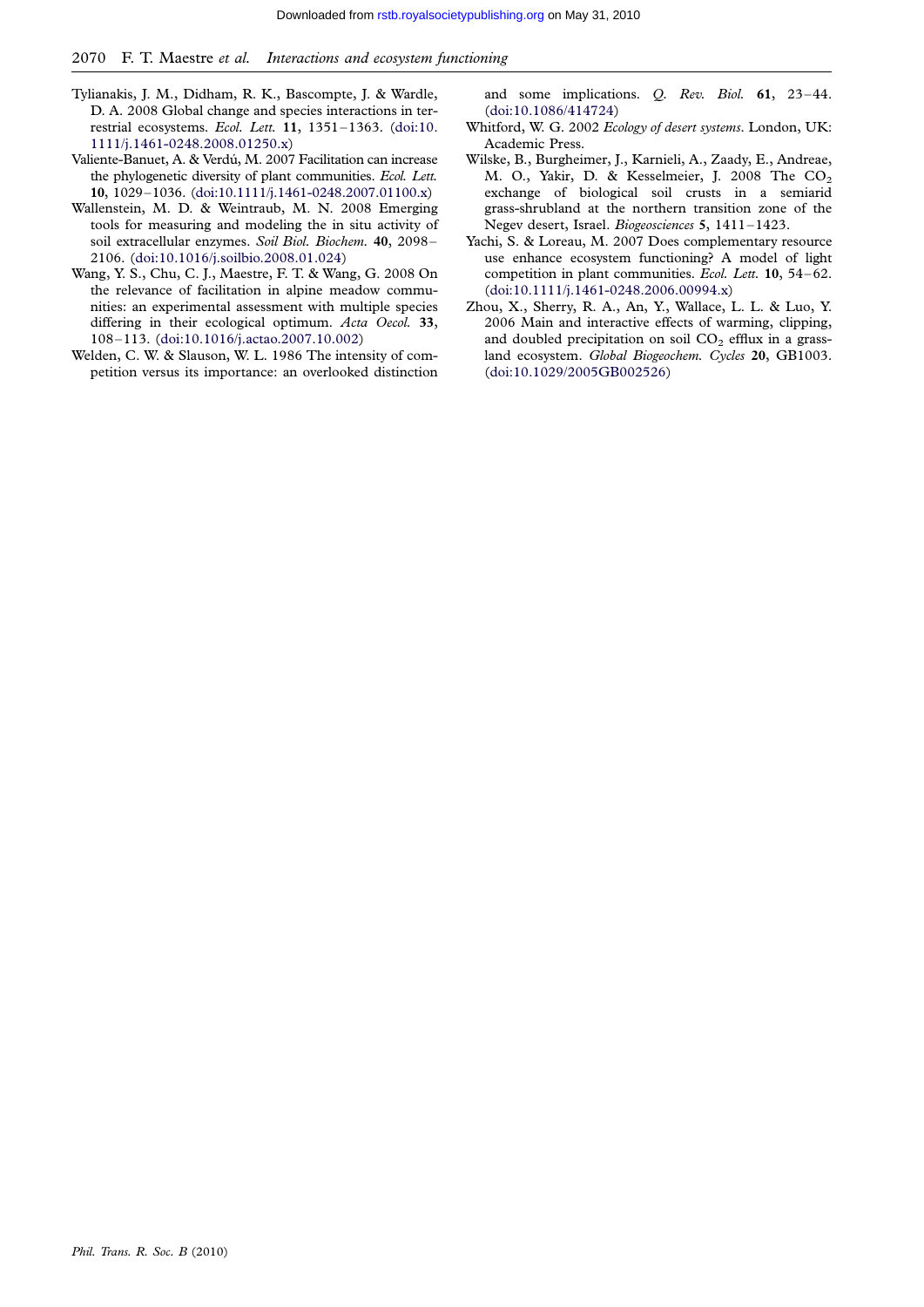Tylianakis, J. M., Didham, R. K., Bascompte, J. & Wardle, D. A. 2008 Global change and species interactions in terrestrial ecosystems. *Ecol. Lett.* **11**, 1351–1363. (doi:10.1111/j.1461-0248.2008.01250.x)

Valiente-Banuet, A. & Verdú, M. 2007 Facilitation can increase the phylogenetic diversity of plant communities. *Ecol. Lett.* **10**, 1029–1036. (doi:10.1111/j.1461-0248.2007.01100.x)

Wallenstein, M. D. & Weintraub, M. N. 2008 Emerging tools for measuring and modeling the in situ activity of soil extracellular enzymes. *Soil Biol. Biochem.* **40**, 2098–2106. (doi:10.1016/j.soilbio.2008.01.024)

Wang, Y. S., Chu, C. J., Maestre, F. T. & Wang, G. 2008 On the relevance of facilitation in alpine meadow communities: an experimental assessment with multiple species differing in their ecological optimum. *Acta Oecol.* **33**, 108–113. (doi:10.1016/j.actao.2007.10.002)

Welden, C. W. & Slauson, W. L. 1986 The intensity of competition versus its importance: an overlooked distinction and some implications. *Q. Rev. Biol.* **61**, 23–44. (doi:10.1086/414724)

Whitford, W. G. 2002 *Ecology of desert systems*. London, UK: Academic Press.

Wilske, B., Burgheimer, J., Karnieli, A., Zaady, E., Andreae, M. O., Yakir, D. & Kesselmeier, J. 2008 The $CO_2$ exchange of biological soil crusts in a semiarid grass-shrubland at the northern transition zone of the Negev desert, Israel. *Biogeosciences* **5**, 1411–1423.

Yachi, S. & Loreau, M. 2007 Does complementary resource use enhance ecosystem functioning? A model of light competition in plant communities. *Ecol. Lett.* **10**, 54–62. (doi:10.1111/j.1461-0248.2006.00994.x)

Zhou, X., Sherry, R. A., An, Y., Wallace, L. L. & Luo, Y. 2006 Main and interactive effects of warming, clipping, and doubled precipitation on soil $CO_2$ efflux in a grassland ecosystem. *Global Biogeochem. Cycles* **20**, GB1003. (doi:10.1029/2005GB002526)